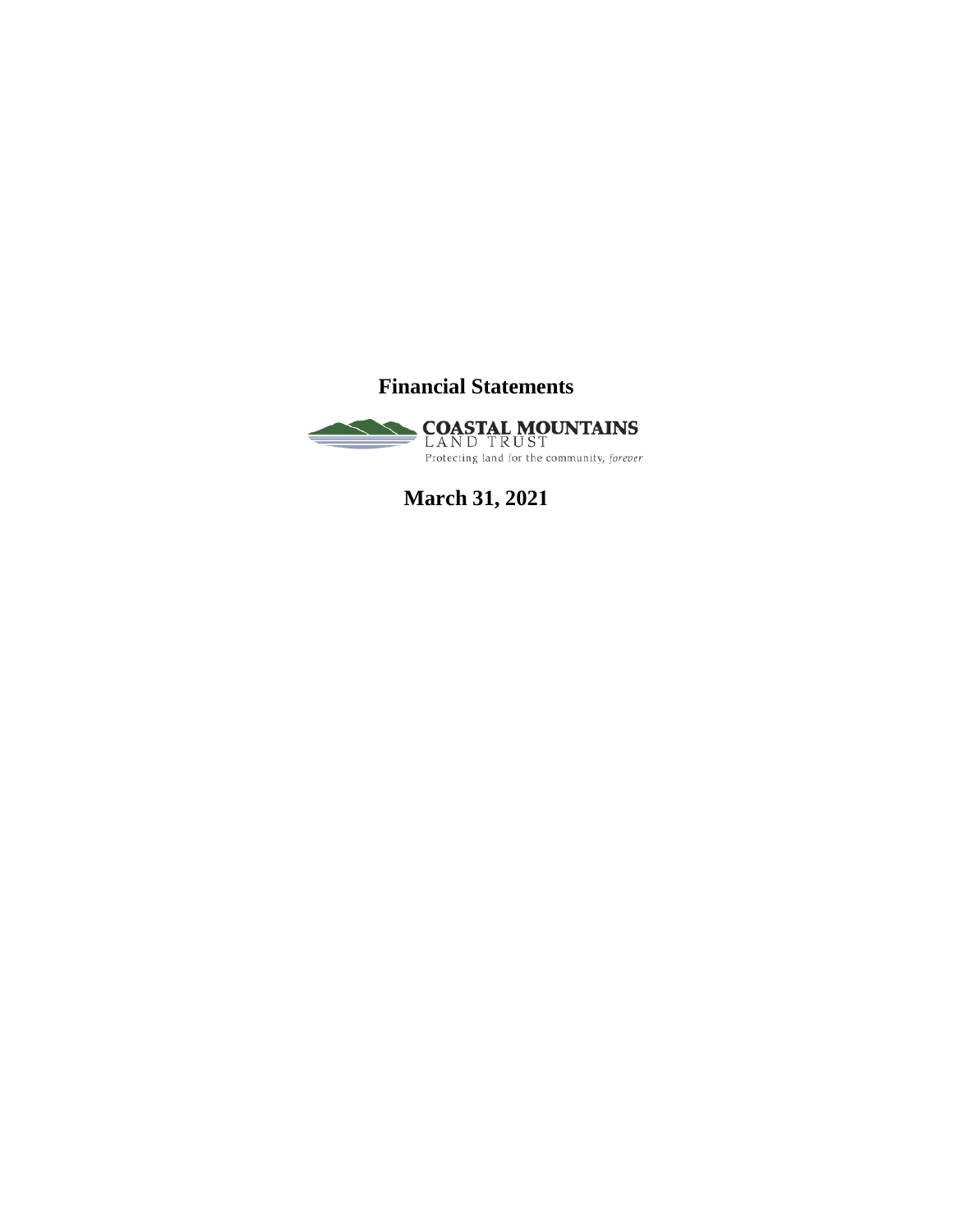# Financial Statements

**COASTAL MOUNTAINS**
LAND TRUST
Protecting land for the community, *forever*

## March 31, 2021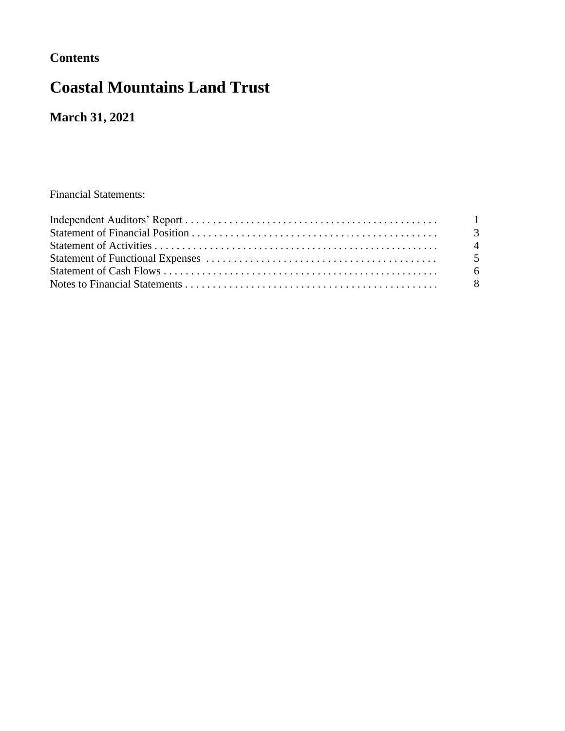**Contents**

# Coastal Mountains Land Trust

## March 31, 2021

Financial Statements:

| | |
|---|---|
| Independent Auditors' Report | 1 |
| Statement of Financial Position | 3 |
| Statement of Activities | 4 |
| Statement of Functional Expenses | 5 |
| Statement of Cash Flows | 6 |
| Notes to Financial Statements | 8 |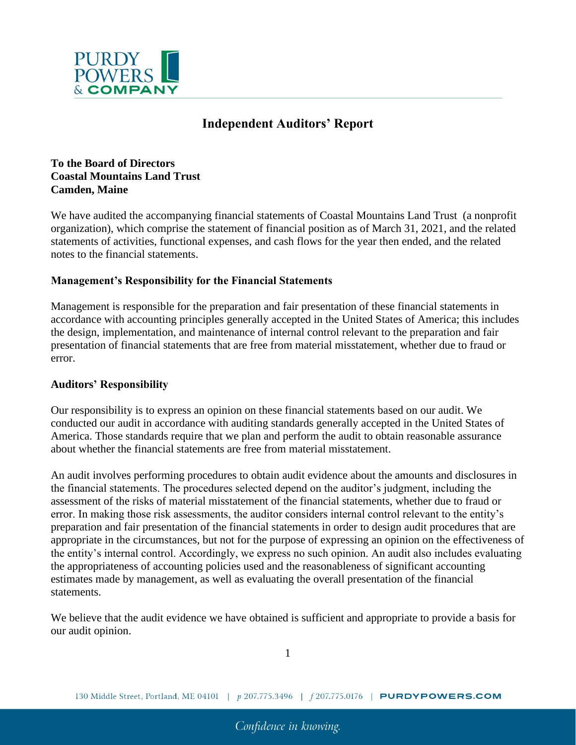# Independent Auditors' Report

**To the Board of Directors**
**Coastal Mountains Land Trust**
**Camden, Maine**

We have audited the accompanying financial statements of Coastal Mountains Land Trust (a nonprofit organization), which comprise the statement of financial position as of March 31, 2021, and the related statements of activities, functional expenses, and cash flows for the year then ended, and the related notes to the financial statements.

## Management's Responsibility for the Financial Statements

Management is responsible for the preparation and fair presentation of these financial statements in accordance with accounting principles generally accepted in the United States of America; this includes the design, implementation, and maintenance of internal control relevant to the preparation and fair presentation of financial statements that are free from material misstatement, whether due to fraud or error.

## Auditors' Responsibility

Our responsibility is to express an opinion on these financial statements based on our audit. We conducted our audit in accordance with auditing standards generally accepted in the United States of America. Those standards require that we plan and perform the audit to obtain reasonable assurance about whether the financial statements are free from material misstatement.

An audit involves performing procedures to obtain audit evidence about the amounts and disclosures in the financial statements. The procedures selected depend on the auditor's judgment, including the assessment of the risks of material misstatement of the financial statements, whether due to fraud or error. In making those risk assessments, the auditor considers internal control relevant to the entity's preparation and fair presentation of the financial statements in order to design audit procedures that are appropriate in the circumstances, but not for the purpose of expressing an opinion on the effectiveness of the entity's internal control. Accordingly, we express no such opinion. An audit also includes evaluating the appropriateness of accounting policies used and the reasonableness of significant accounting estimates made by management, as well as evaluating the overall presentation of the financial statements.

We believe that the audit evidence we have obtained is sufficient and appropriate to provide a basis for our audit opinion.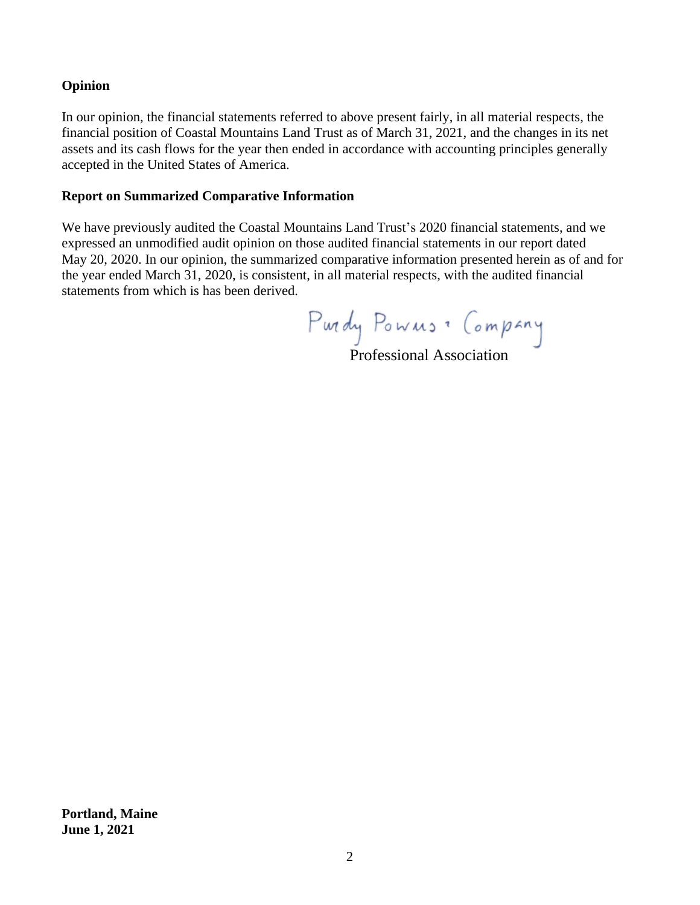**Opinion**

In our opinion, the financial statements referred to above present fairly, in all material respects, the financial position of Coastal Mountains Land Trust as of March 31, 2021, and the changes in its net assets and its cash flows for the year then ended in accordance with accounting principles generally accepted in the United States of America.

**Report on Summarized Comparative Information**

We have previously audited the Coastal Mountains Land Trust's 2020 financial statements, and we expressed an unmodified audit opinion on those audited financial statements in our report dated May 20, 2020. In our opinion, the summarized comparative information presented herein as of and for the year ended March 31, 2020, is consistent, in all material respects, with the audited financial statements from which is has been derived.

Purdy Powers & Company
Professional Association

**Portland, Maine**
**June 1, 2021**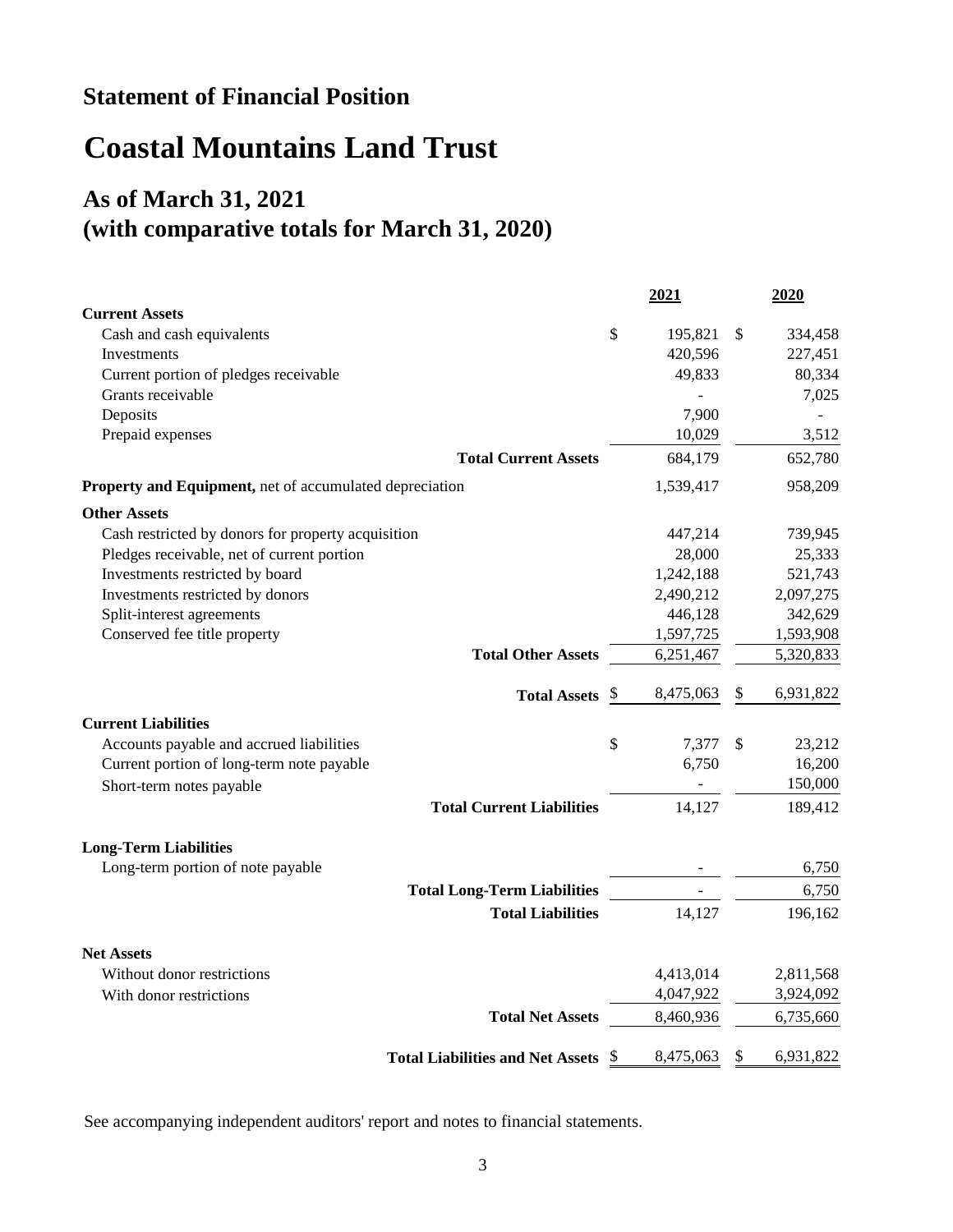## Statement of Financial Position

# Coastal Mountains Land Trust

## As of March 31, 2021
## (with comparative totals for March 31, 2020)

| | 2021 | 2020 |
|---|---|---|
| **Current Assets** | | |
| Cash and cash equivalents | $ 195,821 | $ 334,458 |
| Investments | 420,596 | 227,451 |
| Current portion of pledges receivable | 49,833 | 80,334 |
| Grants receivable | - | 7,025 |
| Deposits | 7,900 | - |
| Prepaid expenses | 10,029 | 3,512 |
| **Total Current Assets** | 684,179 | 652,780 |
| **Property and Equipment,** net of accumulated depreciation | 1,539,417 | 958,209 |
| **Other Assets** | | |
| Cash restricted by donors for property acquisition | 447,214 | 739,945 |
| Pledges receivable, net of current portion | 28,000 | 25,333 |
| Investments restricted by board | 1,242,188 | 521,743 |
| Investments restricted by donors | 2,490,212 | 2,097,275 |
| Split-interest agreements | 446,128 | 342,629 |
| Conserved fee title property | 1,597,725 | 1,593,908 |
| **Total Other Assets** | 6,251,467 | 5,320,833 |
| **Total Assets** | $ 8,475,063 | $ 6,931,822 |
| **Current Liabilities** | | |
| Accounts payable and accrued liabilities | $ 7,377 | $ 23,212 |
| Current portion of long-term note payable | 6,750 | 16,200 |
| Short-term notes payable | - | 150,000 |
| **Total Current Liabilities** | 14,127 | 189,412 |
| **Long-Term Liabilities** | | |
| Long-term portion of note payable | - | 6,750 |
| **Total Long-Term Liabilities** | - | 6,750 |
| **Total Liabilities** | 14,127 | 196,162 |
| **Net Assets** | | |
| Without donor restrictions | 4,413,014 | 2,811,568 |
| With donor restrictions | 4,047,922 | 3,924,092 |
| **Total Net Assets** | 8,460,936 | 6,735,660 |
| **Total Liabilities and Net Assets** | $ 8,475,063 | $ 6,931,822 |

See accompanying independent auditors' report and notes to financial statements.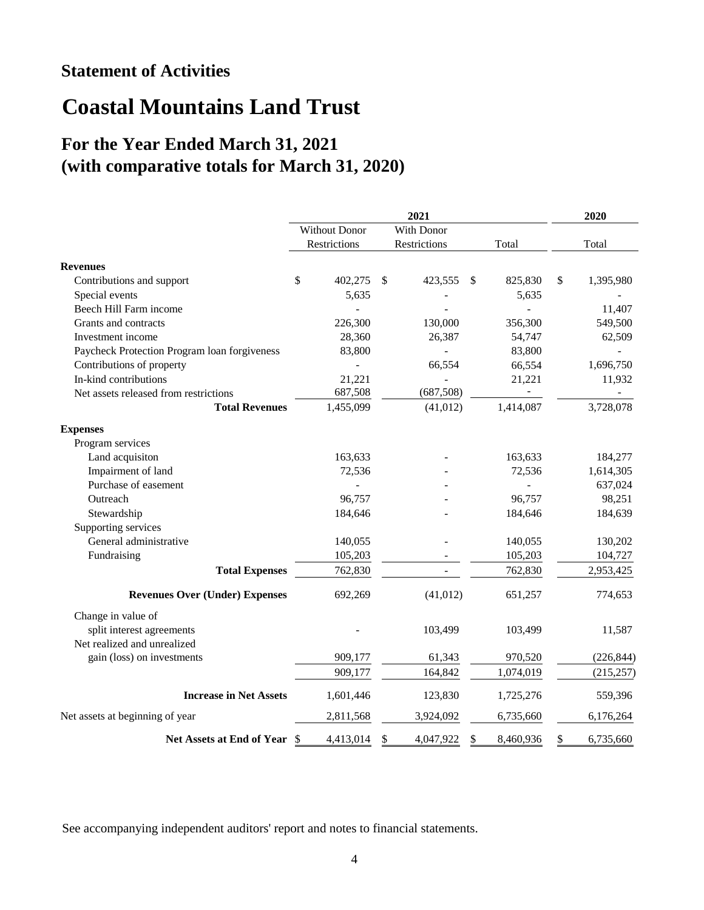## Statement of Activities

# Coastal Mountains Land Trust

## For the Year Ended March 31, 2021
## (with comparative totals for March 31, 2020)

| | 2021 | | | 2020 |
|---|---|---|---|---|
| | Without Donor Restrictions | With Donor Restrictions | Total | Total |
| **Revenues** | | | | |
| Contributions and support | $ 402,275 | $ 423,555 | $ 825,830 | $ 1,395,980 |
| Special events | 5,635 | - | 5,635 | - |
| Beech Hill Farm income | - | - | - | 11,407 |
| Grants and contracts | 226,300 | 130,000 | 356,300 | 549,500 |
| Investment income | 28,360 | 26,387 | 54,747 | 62,509 |
| Paycheck Protection Program loan forgiveness | 83,800 | - | 83,800 | - |
| Contributions of property | - | 66,554 | 66,554 | 1,696,750 |
| In-kind contributions | 21,221 | - | 21,221 | 11,932 |
| Net assets released from restrictions | 687,508 | (687,508) | - | - |
| **Total Revenues** | 1,455,099 | (41,012) | 1,414,087 | 3,728,078 |
| **Expenses** | | | | |
| Program services | | | | |
| Land acquisiton | 163,633 | - | 163,633 | 184,277 |
| Impairment of land | 72,536 | - | 72,536 | 1,614,305 |
| Purchase of easement | - | - | - | 637,024 |
| Outreach | 96,757 | - | 96,757 | 98,251 |
| Stewardship | 184,646 | - | 184,646 | 184,639 |
| Supporting services | | | | |
| General administrative | 140,055 | - | 140,055 | 130,202 |
| Fundraising | 105,203 | - | 105,203 | 104,727 |
| **Total Expenses** | 762,830 | - | 762,830 | 2,953,425 |
| **Revenues Over (Under) Expenses** | 692,269 | (41,012) | 651,257 | 774,653 |
| Change in value of split interest agreements | - | 103,499 | 103,499 | 11,587 |
| Net realized and unrealized gain (loss) on investments | 909,177 | 61,343 | 970,520 | (226,844) |
| | 909,177 | 164,842 | 1,074,019 | (215,257) |
| **Increase in Net Assets** | 1,601,446 | 123,830 | 1,725,276 | 559,396 |
| Net assets at beginning of year | 2,811,568 | 3,924,092 | 6,735,660 | 6,176,264 |
| **Net Assets at End of Year** | $ 4,413,014 | $ 4,047,922 | $ 8,460,936 | $ 6,735,660 |

See accompanying independent auditors' report and notes to financial statements.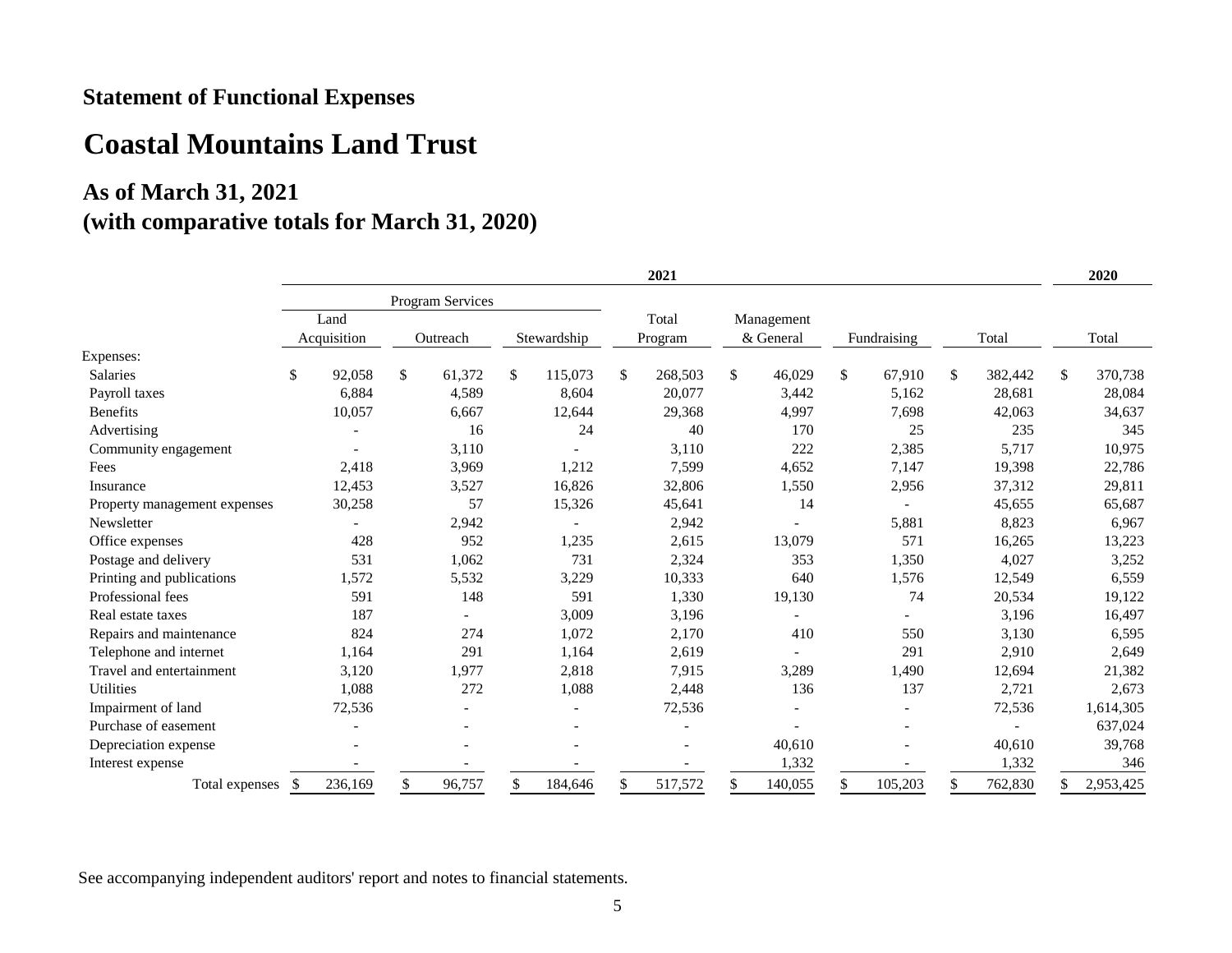## Statement of Functional Expenses

# Coastal Mountains Land Trust

## As of March 31, 2021
## (with comparative totals for March 31, 2020)

| | 2021 | | | | | | | 2020 |
|---|---|---|---|---|---|---|---|---|
| | Program Services | | | | | | | |
| | Land Acquisition | Outreach | Stewardship | Total Program | Management & General | Fundraising | Total | Total |
| Expenses: | | | | | | | | |
| Salaries | $ 92,058 | $ 61,372 | $ 115,073 | $ 268,503 | $ 46,029 | $ 67,910 | $ 382,442 | $ 370,738 |
| Payroll taxes | 6,884 | 4,589 | 8,604 | 20,077 | 3,442 | 5,162 | 28,681 | 28,084 |
| Benefits | 10,057 | 6,667 | 12,644 | 29,368 | 4,997 | 7,698 | 42,063 | 34,637 |
| Advertising | - | 16 | 24 | 40 | 170 | 25 | 235 | 345 |
| Community engagement | - | 3,110 | - | 3,110 | 222 | 2,385 | 5,717 | 10,975 |
| Fees | 2,418 | 3,969 | 1,212 | 7,599 | 4,652 | 7,147 | 19,398 | 22,786 |
| Insurance | 12,453 | 3,527 | 16,826 | 32,806 | 1,550 | 2,956 | 37,312 | 29,811 |
| Property management expenses | 30,258 | 57 | 15,326 | 45,641 | 14 | - | 45,655 | 65,687 |
| Newsletter | - | 2,942 | - | 2,942 | - | 5,881 | 8,823 | 6,967 |
| Office expenses | 428 | 952 | 1,235 | 2,615 | 13,079 | 571 | 16,265 | 13,223 |
| Postage and delivery | 531 | 1,062 | 731 | 2,324 | 353 | 1,350 | 4,027 | 3,252 |
| Printing and publications | 1,572 | 5,532 | 3,229 | 10,333 | 640 | 1,576 | 12,549 | 6,559 |
| Professional fees | 591 | 148 | 591 | 1,330 | 19,130 | 74 | 20,534 | 19,122 |
| Real estate taxes | 187 | - | 3,009 | 3,196 | - | - | 3,196 | 16,497 |
| Repairs and maintenance | 824 | 274 | 1,072 | 2,170 | 410 | 550 | 3,130 | 6,595 |
| Telephone and internet | 1,164 | 291 | 1,164 | 2,619 | - | 291 | 2,910 | 2,649 |
| Travel and entertainment | 3,120 | 1,977 | 2,818 | 7,915 | 3,289 | 1,490 | 12,694 | 21,382 |
| Utilities | 1,088 | 272 | 1,088 | 2,448 | 136 | 137 | 2,721 | 2,673 |
| Impairment of land | 72,536 | - | - | 72,536 | - | - | 72,536 | 1,614,305 |
| Purchase of easement | - | - | - | - | - | - | - | 637,024 |
| Depreciation expense | - | - | - | - | 40,610 | - | 40,610 | 39,768 |
| Interest expense | - | - | - | - | 1,332 | - | 1,332 | 346 |
| Total expenses | $ 236,169 | $ 96,757 | $ 184,646 | $ 517,572 | $ 140,055 | $ 105,203 | $ 762,830 | $ 2,953,425 |

See accompanying independent auditors' report and notes to financial statements.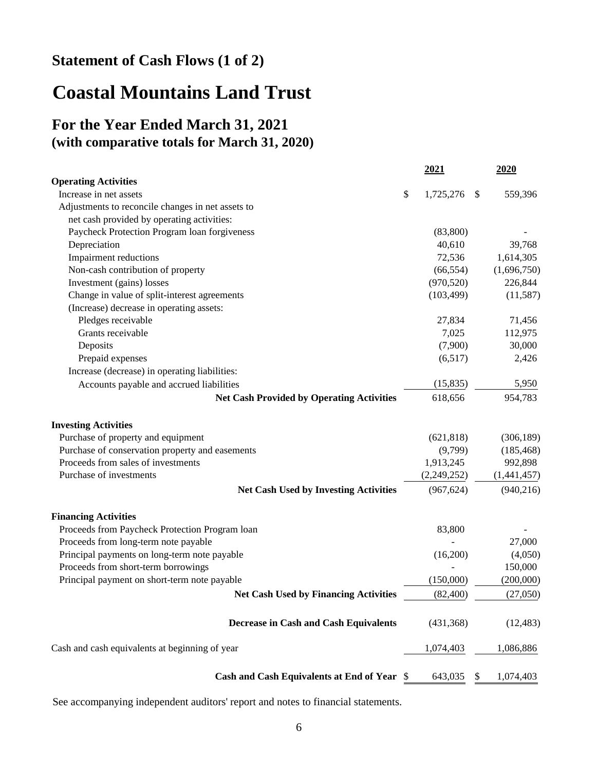## Statement of Cash Flows (1 of 2)

# Coastal Mountains Land Trust

## For the Year Ended March 31, 2021
### (with comparative totals for March 31, 2020)

| | 2021 | 2020 |
|---|---|---|
| **Operating Activities** | | |
| Increase in net assets | $ 1,725,276 | $ 559,396 |
| Adjustments to reconcile changes in net assets to net cash provided by operating activities: | | |
| Paycheck Protection Program loan forgiveness | (83,800) | - |
| Depreciation | 40,610 | 39,768 |
| Impairment reductions | 72,536 | 1,614,305 |
| Non-cash contribution of property | (66,554) | (1,696,750) |
| Investment (gains) losses | (970,520) | 226,844 |
| Change in value of split-interest agreements | (103,499) | (11,587) |
| (Increase) decrease in operating assets: | | |
| Pledges receivable | 27,834 | 71,456 |
| Grants receivable | 7,025 | 112,975 |
| Deposits | (7,900) | 30,000 |
| Prepaid expenses | (6,517) | 2,426 |
| Increase (decrease) in operating liabilities: | | |
| Accounts payable and accrued liabilities | (15,835) | 5,950 |
| **Net Cash Provided by Operating Activities** | 618,656 | 954,783 |
| **Investing Activities** | | |
| Purchase of property and equipment | (621,818) | (306,189) |
| Purchase of conservation property and easements | (9,799) | (185,468) |
| Proceeds from sales of investments | 1,913,245 | 992,898 |
| Purchase of investments | (2,249,252) | (1,441,457) |
| **Net Cash Used by Investing Activities** | (967,624) | (940,216) |
| **Financing Activities** | | |
| Proceeds from Paycheck Protection Program loan | 83,800 | - |
| Proceeds from long-term note payable | - | 27,000 |
| Principal payments on long-term note payable | (16,200) | (4,050) |
| Proceeds from short-term borrowings | - | 150,000 |
| Principal payment on short-term note payable | (150,000) | (200,000) |
| **Net Cash Used by Financing Activities** | (82,400) | (27,050) |
| **Decrease in Cash and Cash Equivalents** | (431,368) | (12,483) |
| Cash and cash equivalents at beginning of year | 1,074,403 | 1,086,886 |
| **Cash and Cash Equivalents at End of Year** | $ 643,035 | $ 1,074,403 |

See accompanying independent auditors' report and notes to financial statements.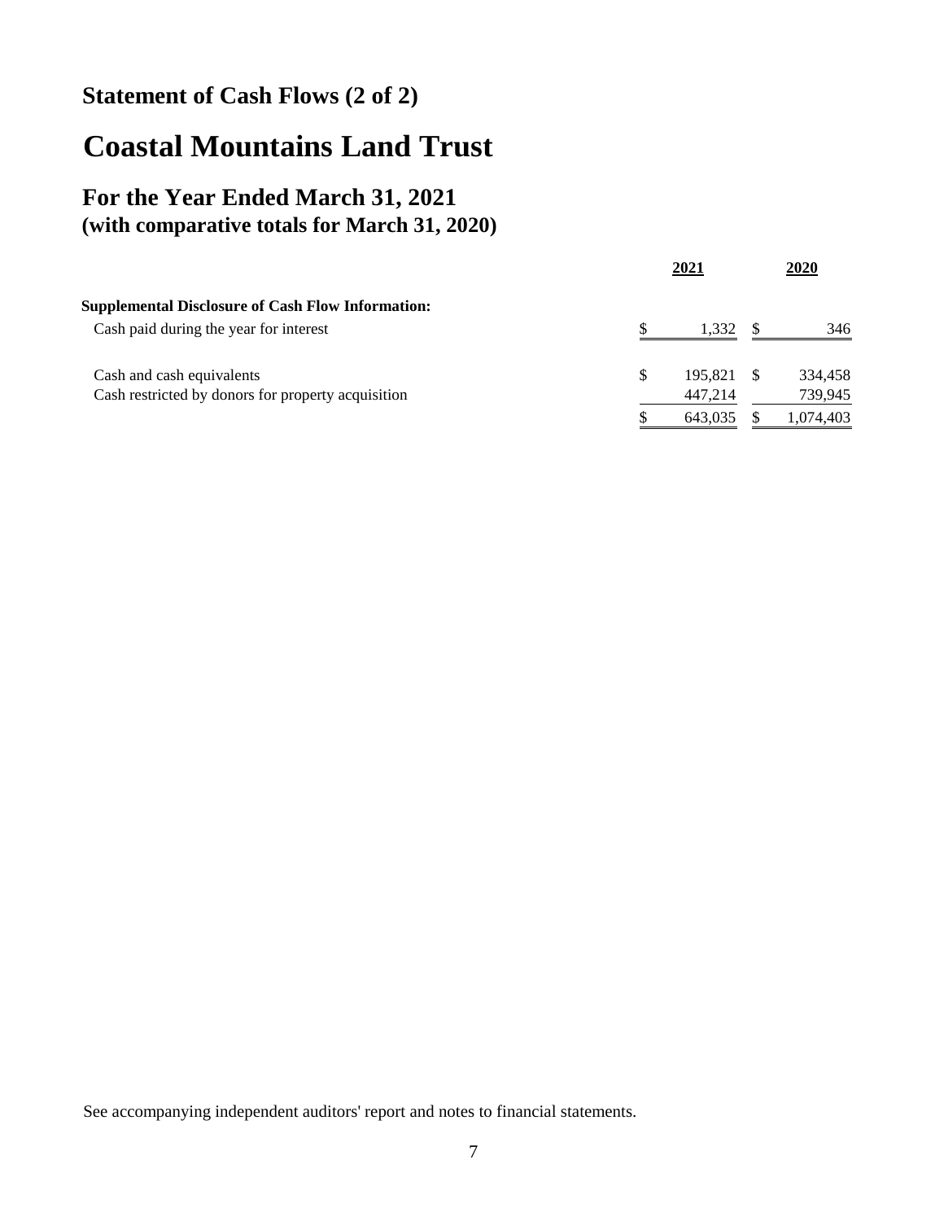## Statement of Cash Flows (2 of 2)

# Coastal Mountains Land Trust

## For the Year Ended March 31, 2021
### (with comparative totals for March 31, 2020)

| | 2021 | 2020 |
|---|---|---|
| **Supplemental Disclosure of Cash Flow Information:** | | |
| Cash paid during the year for interest | $ 1,332 | $ 346 |
| | | |
| Cash and cash equivalents | $ 195,821 | $ 334,458 |
| Cash restricted by donors for property acquisition | 447,214 | 739,945 |
| | $ 643,035 | $ 1,074,403 |

See accompanying independent auditors' report and notes to financial statements.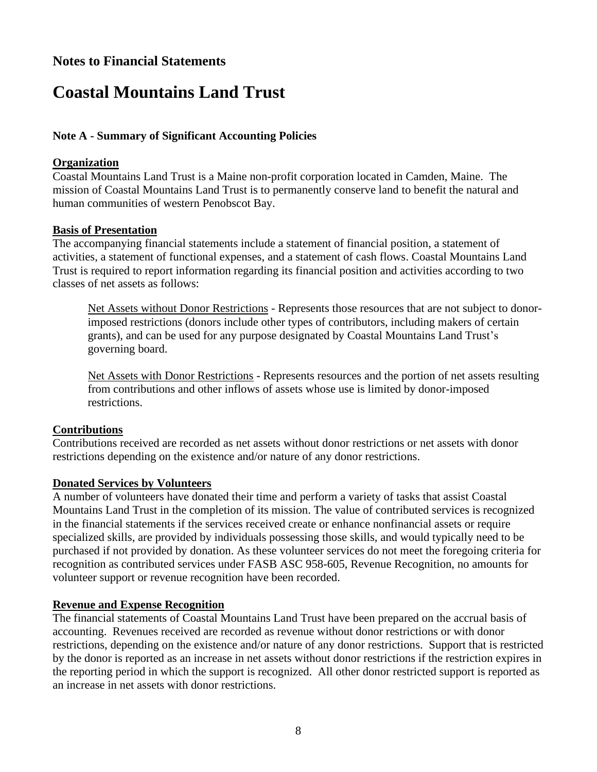## Notes to Financial Statements

# Coastal Mountains Land Trust

### Note A - Summary of Significant Accounting Policies

**Organization**

Coastal Mountains Land Trust is a Maine non-profit corporation located in Camden, Maine. The mission of Coastal Mountains Land Trust is to permanently conserve land to benefit the natural and human communities of western Penobscot Bay.

**Basis of Presentation**

The accompanying financial statements include a statement of financial position, a statement of activities, a statement of functional expenses, and a statement of cash flows. Coastal Mountains Land Trust is required to report information regarding its financial position and activities according to two classes of net assets as follows:

> Net Assets without Donor Restrictions - Represents those resources that are not subject to donor-imposed restrictions (donors include other types of contributors, including makers of certain grants), and can be used for any purpose designated by Coastal Mountains Land Trust's governing board.
>
> Net Assets with Donor Restrictions - Represents resources and the portion of net assets resulting from contributions and other inflows of assets whose use is limited by donor-imposed restrictions.

**Contributions**

Contributions received are recorded as net assets without donor restrictions or net assets with donor restrictions depending on the existence and/or nature of any donor restrictions.

**Donated Services by Volunteers**

A number of volunteers have donated their time and perform a variety of tasks that assist Coastal Mountains Land Trust in the completion of its mission. The value of contributed services is recognized in the financial statements if the services received create or enhance nonfinancial assets or require specialized skills, are provided by individuals possessing those skills, and would typically need to be purchased if not provided by donation. As these volunteer services do not meet the foregoing criteria for recognition as contributed services under FASB ASC 958-605, Revenue Recognition, no amounts for volunteer support or revenue recognition have been recorded.

**Revenue and Expense Recognition**

The financial statements of Coastal Mountains Land Trust have been prepared on the accrual basis of accounting. Revenues received are recorded as revenue without donor restrictions or with donor restrictions, depending on the existence and/or nature of any donor restrictions. Support that is restricted by the donor is reported as an increase in net assets without donor restrictions if the restriction expires in the reporting period in which the support is recognized. All other donor restricted support is reported as an increase in net assets with donor restrictions.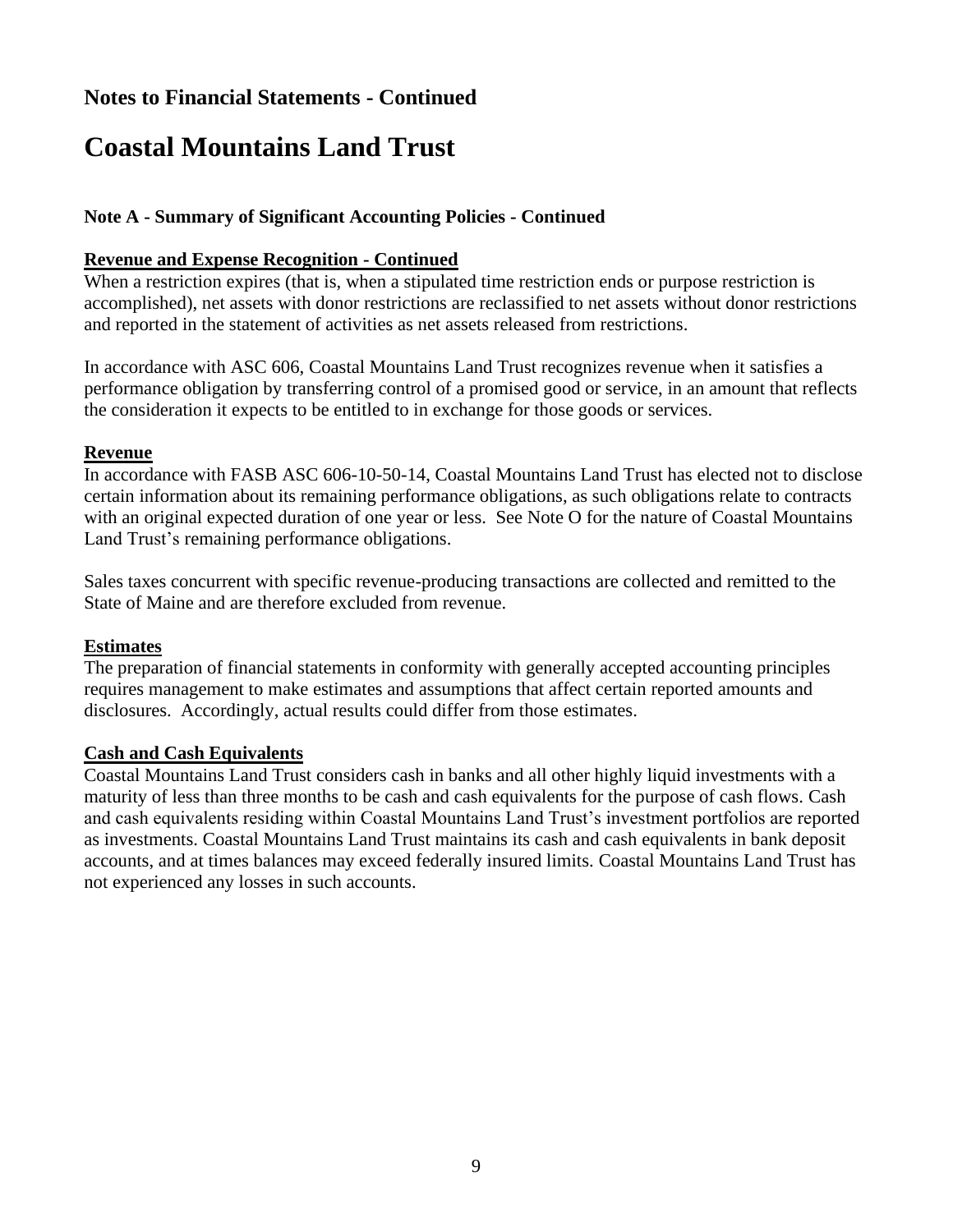## Notes to Financial Statements - Continued

# Coastal Mountains Land Trust

### Note A - Summary of Significant Accounting Policies - Continued

**Revenue and Expense Recognition - Continued**

When a restriction expires (that is, when a stipulated time restriction ends or purpose restriction is accomplished), net assets with donor restrictions are reclassified to net assets without donor restrictions and reported in the statement of activities as net assets released from restrictions.

In accordance with ASC 606, Coastal Mountains Land Trust recognizes revenue when it satisfies a performance obligation by transferring control of a promised good or service, in an amount that reflects the consideration it expects to be entitled to in exchange for those goods or services.

**Revenue**

In accordance with FASB ASC 606-10-50-14, Coastal Mountains Land Trust has elected not to disclose certain information about its remaining performance obligations, as such obligations relate to contracts with an original expected duration of one year or less. See Note O for the nature of Coastal Mountains Land Trust's remaining performance obligations.

Sales taxes concurrent with specific revenue-producing transactions are collected and remitted to the State of Maine and are therefore excluded from revenue.

**Estimates**

The preparation of financial statements in conformity with generally accepted accounting principles requires management to make estimates and assumptions that affect certain reported amounts and disclosures. Accordingly, actual results could differ from those estimates.

**Cash and Cash Equivalents**

Coastal Mountains Land Trust considers cash in banks and all other highly liquid investments with a maturity of less than three months to be cash and cash equivalents for the purpose of cash flows. Cash and cash equivalents residing within Coastal Mountains Land Trust's investment portfolios are reported as investments. Coastal Mountains Land Trust maintains its cash and cash equivalents in bank deposit accounts, and at times balances may exceed federally insured limits. Coastal Mountains Land Trust has not experienced any losses in such accounts.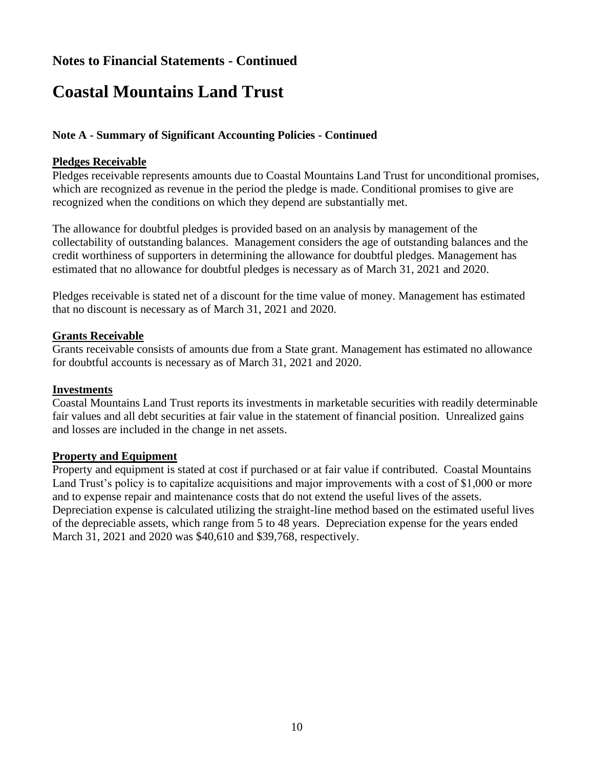## Notes to Financial Statements - Continued

# Coastal Mountains Land Trust

### Note A - Summary of Significant Accounting Policies - Continued

**Pledges Receivable**

Pledges receivable represents amounts due to Coastal Mountains Land Trust for unconditional promises, which are recognized as revenue in the period the pledge is made. Conditional promises to give are recognized when the conditions on which they depend are substantially met.

The allowance for doubtful pledges is provided based on an analysis by management of the collectability of outstanding balances. Management considers the age of outstanding balances and the credit worthiness of supporters in determining the allowance for doubtful pledges. Management has estimated that no allowance for doubtful pledges is necessary as of March 31, 2021 and 2020.

Pledges receivable is stated net of a discount for the time value of money. Management has estimated that no discount is necessary as of March 31, 2021 and 2020.

**Grants Receivable**

Grants receivable consists of amounts due from a State grant. Management has estimated no allowance for doubtful accounts is necessary as of March 31, 2021 and 2020.

**Investments**

Coastal Mountains Land Trust reports its investments in marketable securities with readily determinable fair values and all debt securities at fair value in the statement of financial position. Unrealized gains and losses are included in the change in net assets.

**Property and Equipment**

Property and equipment is stated at cost if purchased or at fair value if contributed. Coastal Mountains Land Trust's policy is to capitalize acquisitions and major improvements with a cost of $1,000 or more and to expense repair and maintenance costs that do not extend the useful lives of the assets. Depreciation expense is calculated utilizing the straight-line method based on the estimated useful lives of the depreciable assets, which range from 5 to 48 years. Depreciation expense for the years ended March 31, 2021 and 2020 was $40,610 and $39,768, respectively.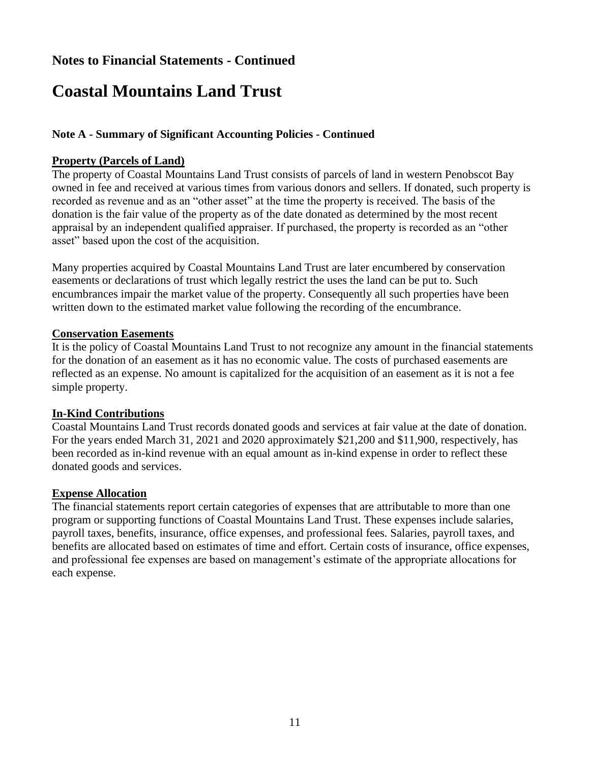## Notes to Financial Statements - Continued

# Coastal Mountains Land Trust

### Note A - Summary of Significant Accounting Policies - Continued

**Property (Parcels of Land)**

The property of Coastal Mountains Land Trust consists of parcels of land in western Penobscot Bay owned in fee and received at various times from various donors and sellers. If donated, such property is recorded as revenue and as an "other asset" at the time the property is received. The basis of the donation is the fair value of the property as of the date donated as determined by the most recent appraisal by an independent qualified appraiser. If purchased, the property is recorded as an "other asset" based upon the cost of the acquisition.

Many properties acquired by Coastal Mountains Land Trust are later encumbered by conservation easements or declarations of trust which legally restrict the uses the land can be put to. Such encumbrances impair the market value of the property. Consequently all such properties have been written down to the estimated market value following the recording of the encumbrance.

**Conservation Easements**

It is the policy of Coastal Mountains Land Trust to not recognize any amount in the financial statements for the donation of an easement as it has no economic value. The costs of purchased easements are reflected as an expense. No amount is capitalized for the acquisition of an easement as it is not a fee simple property.

**In-Kind Contributions**

Coastal Mountains Land Trust records donated goods and services at fair value at the date of donation. For the years ended March 31, 2021 and 2020 approximately $21,200 and $11,900, respectively, has been recorded as in-kind revenue with an equal amount as in-kind expense in order to reflect these donated goods and services.

**Expense Allocation**

The financial statements report certain categories of expenses that are attributable to more than one program or supporting functions of Coastal Mountains Land Trust. These expenses include salaries, payroll taxes, benefits, insurance, office expenses, and professional fees. Salaries, payroll taxes, and benefits are allocated based on estimates of time and effort. Certain costs of insurance, office expenses, and professional fee expenses are based on management's estimate of the appropriate allocations for each expense.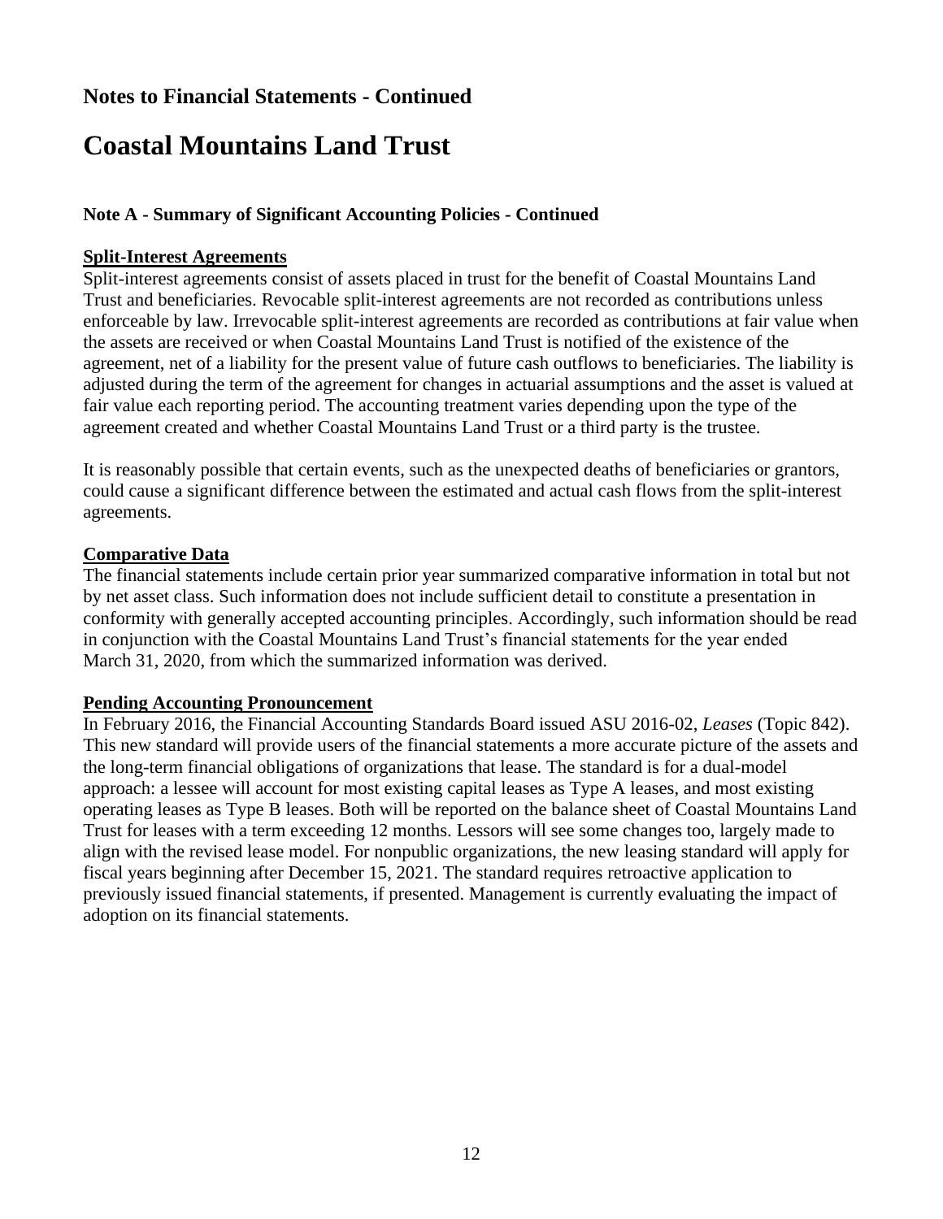## Notes to Financial Statements - Continued

# Coastal Mountains Land Trust

### Note A - Summary of Significant Accounting Policies - Continued

**Split-Interest Agreements**

Split-interest agreements consist of assets placed in trust for the benefit of Coastal Mountains Land Trust and beneficiaries. Revocable split-interest agreements are not recorded as contributions unless enforceable by law. Irrevocable split-interest agreements are recorded as contributions at fair value when the assets are received or when Coastal Mountains Land Trust is notified of the existence of the agreement, net of a liability for the present value of future cash outflows to beneficiaries. The liability is adjusted during the term of the agreement for changes in actuarial assumptions and the asset is valued at fair value each reporting period. The accounting treatment varies depending upon the type of the agreement created and whether Coastal Mountains Land Trust or a third party is the trustee.

It is reasonably possible that certain events, such as the unexpected deaths of beneficiaries or grantors, could cause a significant difference between the estimated and actual cash flows from the split-interest agreements.

**Comparative Data**

The financial statements include certain prior year summarized comparative information in total but not by net asset class. Such information does not include sufficient detail to constitute a presentation in conformity with generally accepted accounting principles. Accordingly, such information should be read in conjunction with the Coastal Mountains Land Trust's financial statements for the year ended March 31, 2020, from which the summarized information was derived.

**Pending Accounting Pronouncement**

In February 2016, the Financial Accounting Standards Board issued ASU 2016-02, *Leases* (Topic 842). This new standard will provide users of the financial statements a more accurate picture of the assets and the long-term financial obligations of organizations that lease. The standard is for a dual-model approach: a lessee will account for most existing capital leases as Type A leases, and most existing operating leases as Type B leases. Both will be reported on the balance sheet of Coastal Mountains Land Trust for leases with a term exceeding 12 months. Lessors will see some changes too, largely made to align with the revised lease model. For nonpublic organizations, the new leasing standard will apply for fiscal years beginning after December 15, 2021. The standard requires retroactive application to previously issued financial statements, if presented. Management is currently evaluating the impact of adoption on its financial statements.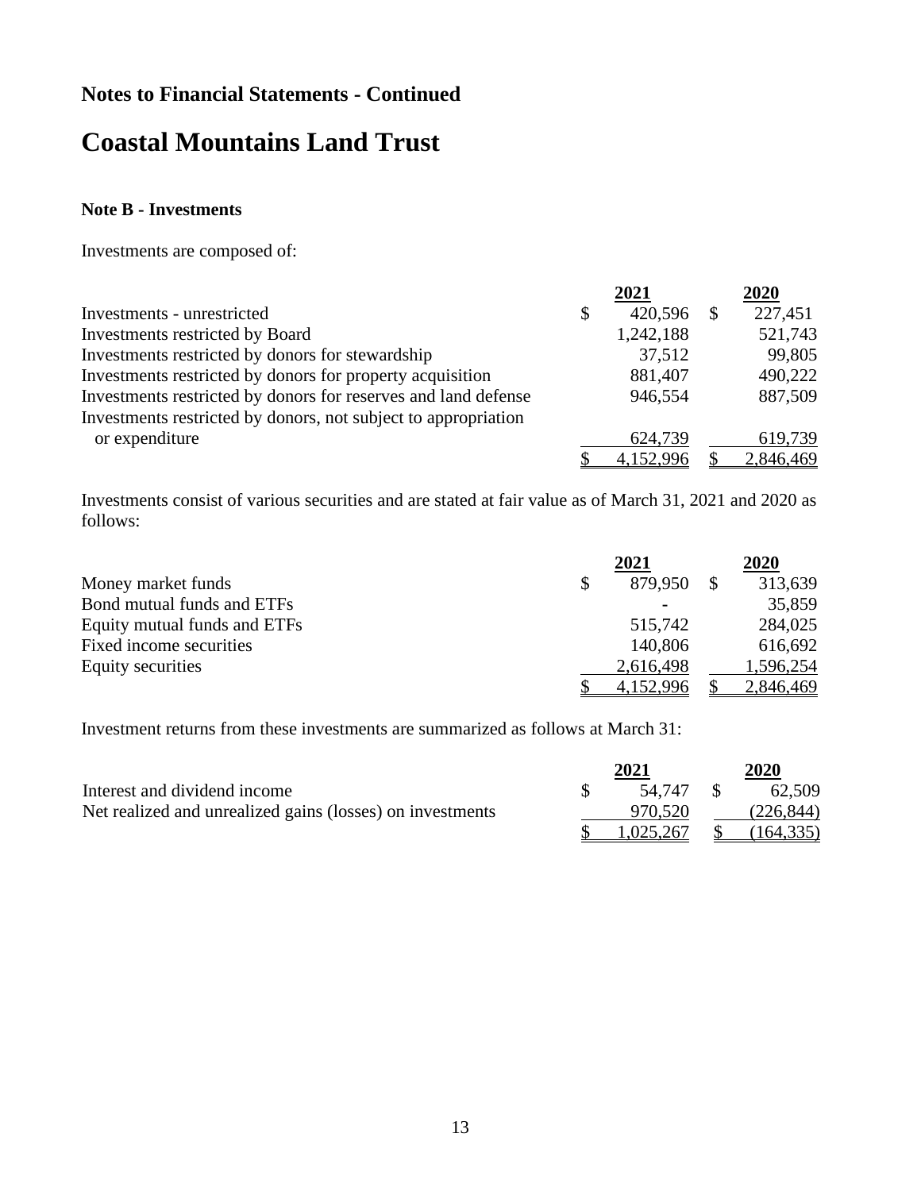## Notes to Financial Statements - Continued

# Coastal Mountains Land Trust

### Note B - Investments

Investments are composed of:

| | 2021 | 2020 |
|---|---|---|
| Investments - unrestricted | $ 420,596 | $ 227,451 |
| Investments restricted by Board | 1,242,188 | 521,743 |
| Investments restricted by donors for stewardship | 37,512 | 99,805 |
| Investments restricted by donors for property acquisition | 881,407 | 490,222 |
| Investments restricted by donors for reserves and land defense | 946,554 | 887,509 |
| Investments restricted by donors, not subject to appropriation or expenditure | 624,739 | 619,739 |
| | $ 4,152,996 | $ 2,846,469 |

Investments consist of various securities and are stated at fair value as of March 31, 2021 and 2020 as follows:

| | 2021 | 2020 |
|---|---|---|
| Money market funds | $ 879,950 | $ 313,639 |
| Bond mutual funds and ETFs | - | 35,859 |
| Equity mutual funds and ETFs | 515,742 | 284,025 |
| Fixed income securities | 140,806 | 616,692 |
| Equity securities | 2,616,498 | 1,596,254 |
| | $ 4,152,996 | $ 2,846,469 |

Investment returns from these investments are summarized as follows at March 31:

| | 2021 | 2020 |
|---|---|---|
| Interest and dividend income | $ 54,747 | $ 62,509 |
| Net realized and unrealized gains (losses) on investments | 970,520 | (226,844) |
| | $ 1,025,267 | $ (164,335) |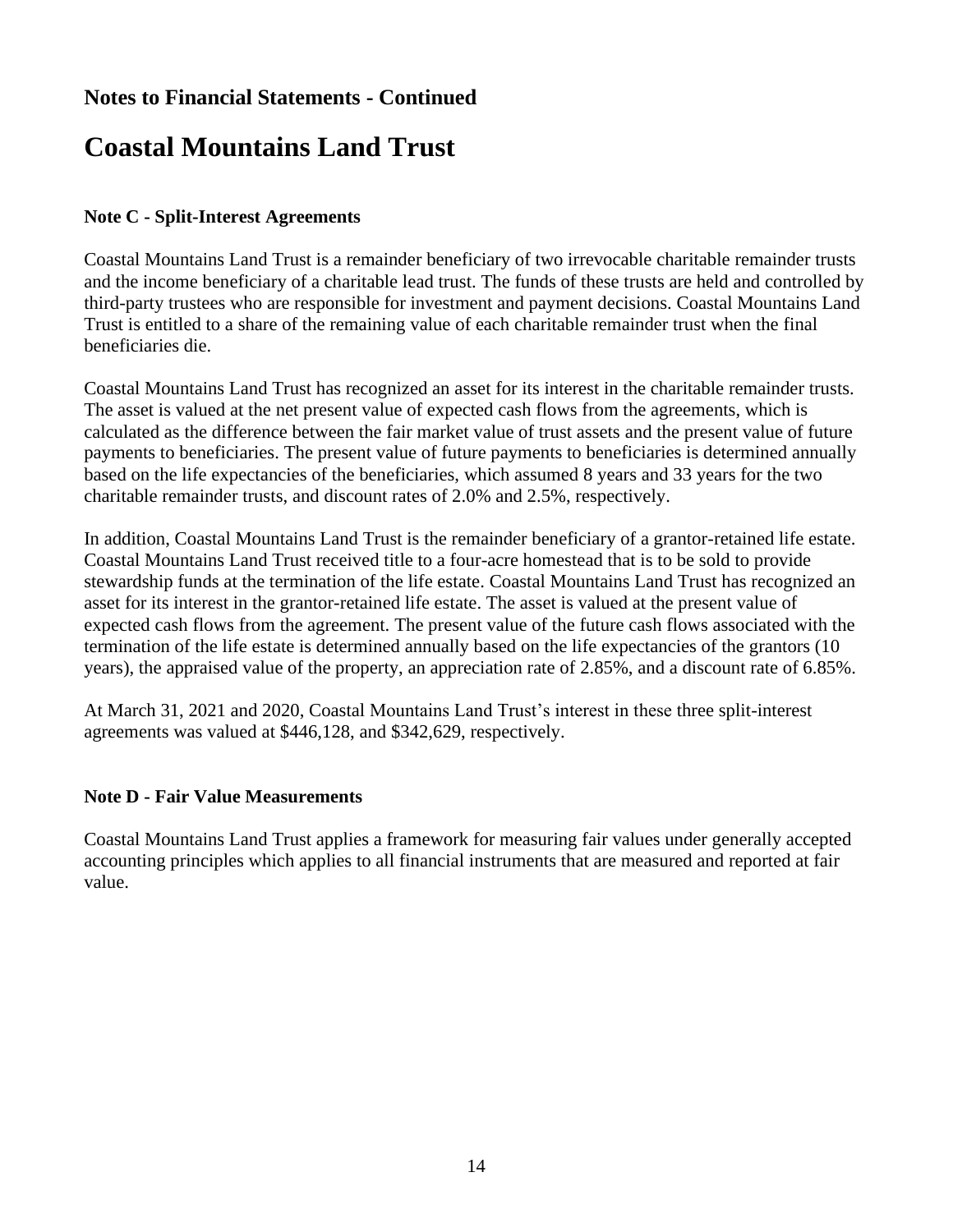## Notes to Financial Statements - Continued

# Coastal Mountains Land Trust

### Note C - Split-Interest Agreements

Coastal Mountains Land Trust is a remainder beneficiary of two irrevocable charitable remainder trusts and the income beneficiary of a charitable lead trust. The funds of these trusts are held and controlled by third-party trustees who are responsible for investment and payment decisions. Coastal Mountains Land Trust is entitled to a share of the remaining value of each charitable remainder trust when the final beneficiaries die.

Coastal Mountains Land Trust has recognized an asset for its interest in the charitable remainder trusts. The asset is valued at the net present value of expected cash flows from the agreements, which is calculated as the difference between the fair market value of trust assets and the present value of future payments to beneficiaries. The present value of future payments to beneficiaries is determined annually based on the life expectancies of the beneficiaries, which assumed 8 years and 33 years for the two charitable remainder trusts, and discount rates of 2.0% and 2.5%, respectively.

In addition, Coastal Mountains Land Trust is the remainder beneficiary of a grantor-retained life estate. Coastal Mountains Land Trust received title to a four-acre homestead that is to be sold to provide stewardship funds at the termination of the life estate. Coastal Mountains Land Trust has recognized an asset for its interest in the grantor-retained life estate. The asset is valued at the present value of expected cash flows from the agreement. The present value of the future cash flows associated with the termination of the life estate is determined annually based on the life expectancies of the grantors (10 years), the appraised value of the property, an appreciation rate of 2.85%, and a discount rate of 6.85%.

At March 31, 2021 and 2020, Coastal Mountains Land Trust's interest in these three split-interest agreements was valued at $446,128, and $342,629, respectively.

### Note D - Fair Value Measurements

Coastal Mountains Land Trust applies a framework for measuring fair values under generally accepted accounting principles which applies to all financial instruments that are measured and reported at fair value.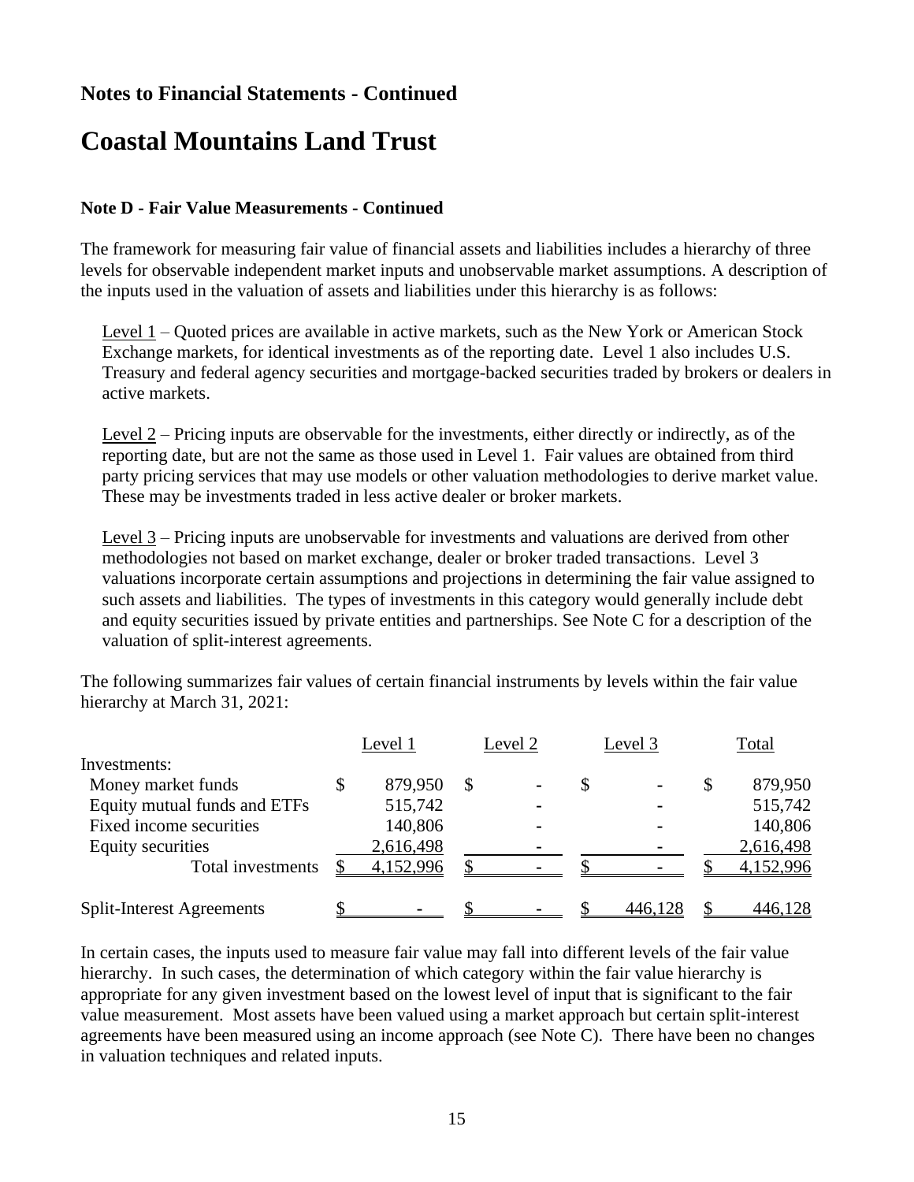## Notes to Financial Statements - Continued

# Coastal Mountains Land Trust

### Note D - Fair Value Measurements - Continued

The framework for measuring fair value of financial assets and liabilities includes a hierarchy of three levels for observable independent market inputs and unobservable market assumptions. A description of the inputs used in the valuation of assets and liabilities under this hierarchy is as follows:

Level 1 – Quoted prices are available in active markets, such as the New York or American Stock Exchange markets, for identical investments as of the reporting date. Level 1 also includes U.S. Treasury and federal agency securities and mortgage-backed securities traded by brokers or dealers in active markets.

Level 2 – Pricing inputs are observable for the investments, either directly or indirectly, as of the reporting date, but are not the same as those used in Level 1. Fair values are obtained from third party pricing services that may use models or other valuation methodologies to derive market value. These may be investments traded in less active dealer or broker markets.

Level 3 – Pricing inputs are unobservable for investments and valuations are derived from other methodologies not based on market exchange, dealer or broker traded transactions. Level 3 valuations incorporate certain assumptions and projections in determining the fair value assigned to such assets and liabilities. The types of investments in this category would generally include debt and equity securities issued by private entities and partnerships. See Note C for a description of the valuation of split-interest agreements.

The following summarizes fair values of certain financial instruments by levels within the fair value hierarchy at March 31, 2021:

| | Level 1 | Level 2 | Level 3 | Total |
|---|---|---|---|---|
| Investments: | | | | |
| Money market funds | $ 879,950 | $ - | $ - | $ 879,950 |
| Equity mutual funds and ETFs | 515,742 | - | - | 515,742 |
| Fixed income securities | 140,806 | - | - | 140,806 |
| Equity securities | 2,616,498 | - | - | 2,616,498 |
| Total investments | $ 4,152,996 | $ - | $ - | $ 4,152,996 |
| | | | | |
| Split-Interest Agreements | $ - | $ - | $ 446,128 | $ 446,128 |

In certain cases, the inputs used to measure fair value may fall into different levels of the fair value hierarchy. In such cases, the determination of which category within the fair value hierarchy is appropriate for any given investment based on the lowest level of input that is significant to the fair value measurement. Most assets have been valued using a market approach but certain split-interest agreements have been measured using an income approach (see Note C). There have been no changes in valuation techniques and related inputs.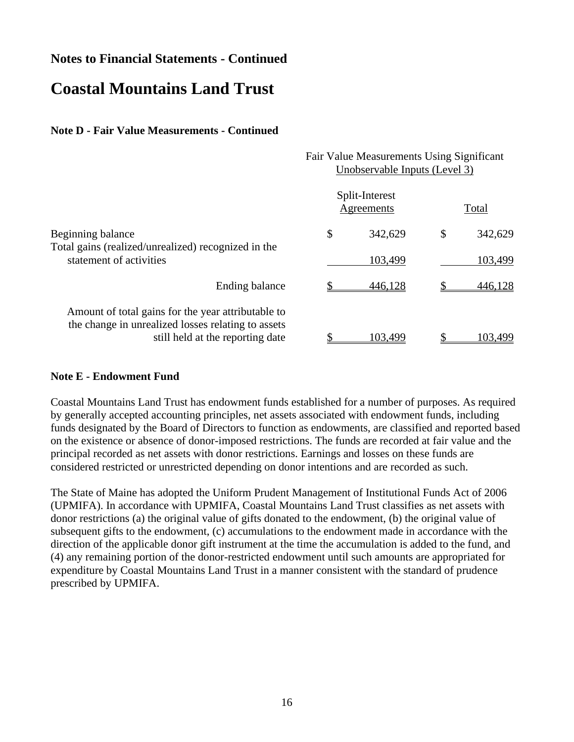## Notes to Financial Statements - Continued

# Coastal Mountains Land Trust

### Note D - Fair Value Measurements - Continued

| | Fair Value Measurements Using Significant Unobservable Inputs (Level 3) | |
|---|---|---|
| | Split-Interest Agreements | Total |
| Beginning balance | $ 342,629 | $ 342,629 |
| Total gains (realized/unrealized) recognized in the statement of activities | 103,499 | 103,499 |
| Ending balance | $ 446,128 | $ 446,128 |
| Amount of total gains for the year attributable to the change in unrealized losses relating to assets still held at the reporting date | $ 103,499 | $ 103,499 |

### Note E - Endowment Fund

Coastal Mountains Land Trust has endowment funds established for a number of purposes. As required by generally accepted accounting principles, net assets associated with endowment funds, including funds designated by the Board of Directors to function as endowments, are classified and reported based on the existence or absence of donor-imposed restrictions. The funds are recorded at fair value and the principal recorded as net assets with donor restrictions. Earnings and losses on these funds are considered restricted or unrestricted depending on donor intentions and are recorded as such.

The State of Maine has adopted the Uniform Prudent Management of Institutional Funds Act of 2006 (UPMIFA). In accordance with UPMIFA, Coastal Mountains Land Trust classifies as net assets with donor restrictions (a) the original value of gifts donated to the endowment, (b) the original value of subsequent gifts to the endowment, (c) accumulations to the endowment made in accordance with the direction of the applicable donor gift instrument at the time the accumulation is added to the fund, and (4) any remaining portion of the donor-restricted endowment until such amounts are appropriated for expenditure by Coastal Mountains Land Trust in a manner consistent with the standard of prudence prescribed by UPMIFA.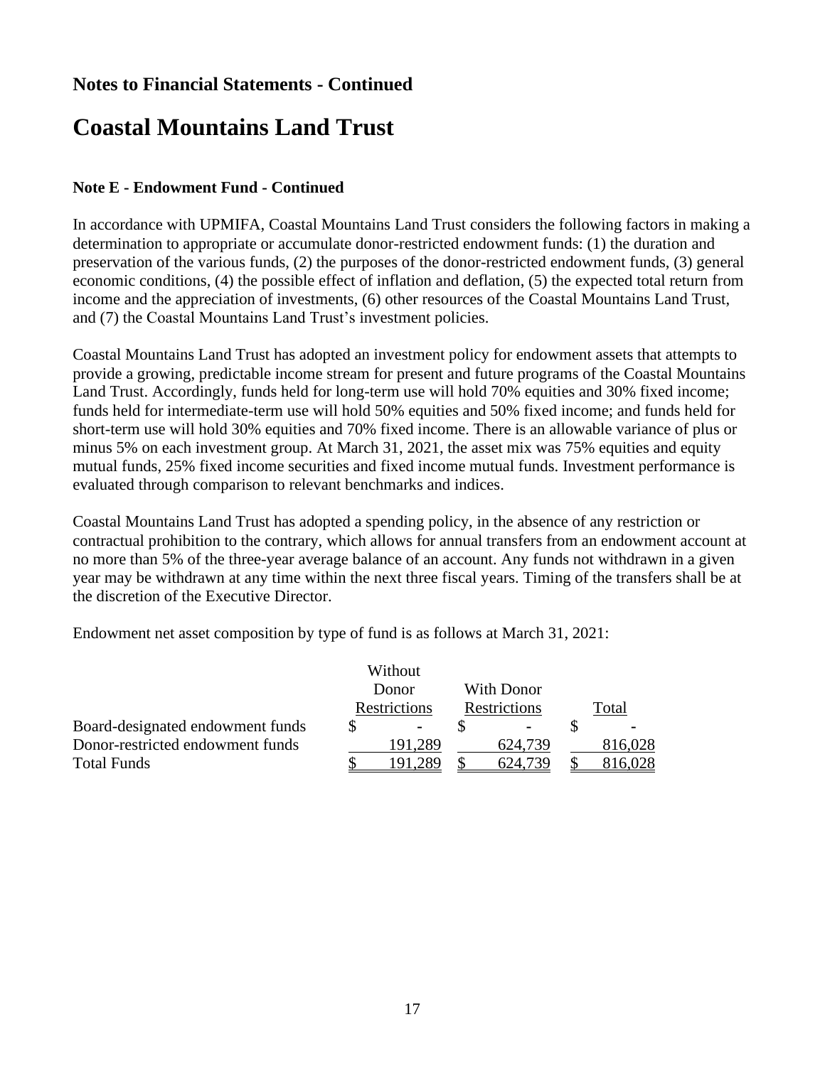## Notes to Financial Statements - Continued

# Coastal Mountains Land Trust

### Note E - Endowment Fund - Continued

In accordance with UPMIFA, Coastal Mountains Land Trust considers the following factors in making a determination to appropriate or accumulate donor-restricted endowment funds: (1) the duration and preservation of the various funds, (2) the purposes of the donor-restricted endowment funds, (3) general economic conditions, (4) the possible effect of inflation and deflation, (5) the expected total return from income and the appreciation of investments, (6) other resources of the Coastal Mountains Land Trust, and (7) the Coastal Mountains Land Trust's investment policies.

Coastal Mountains Land Trust has adopted an investment policy for endowment assets that attempts to provide a growing, predictable income stream for present and future programs of the Coastal Mountains Land Trust. Accordingly, funds held for long-term use will hold 70% equities and 30% fixed income; funds held for intermediate-term use will hold 50% equities and 50% fixed income; and funds held for short-term use will hold 30% equities and 70% fixed income. There is an allowable variance of plus or minus 5% on each investment group. At March 31, 2021, the asset mix was 75% equities and equity mutual funds, 25% fixed income securities and fixed income mutual funds. Investment performance is evaluated through comparison to relevant benchmarks and indices.

Coastal Mountains Land Trust has adopted a spending policy, in the absence of any restriction or contractual prohibition to the contrary, which allows for annual transfers from an endowment account at no more than 5% of the three-year average balance of an account. Any funds not withdrawn in a given year may be withdrawn at any time within the next three fiscal years. Timing of the transfers shall be at the discretion of the Executive Director.

Endowment net asset composition by type of fund is as follows at March 31, 2021:

| | Without Donor Restrictions | With Donor Restrictions | Total |
|---|---|---|---|
| Board-designated endowment funds | $ - | $ - | $ - |
| Donor-restricted endowment funds | 191,289 | 624,739 | 816,028 |
| Total Funds | $ 191,289 | $ 624,739 | $ 816,028 |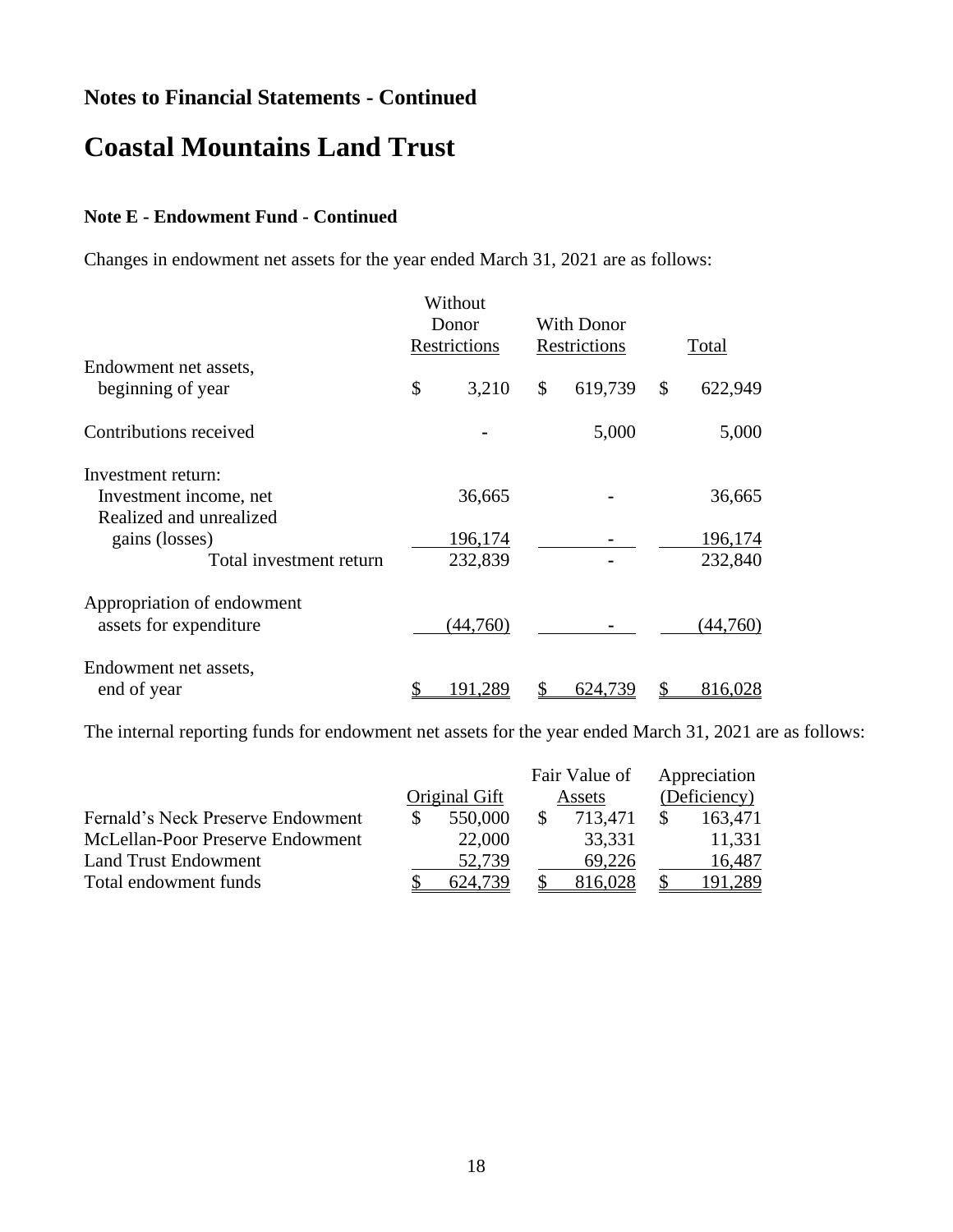## Notes to Financial Statements - Continued

# Coastal Mountains Land Trust

### Note E - Endowment Fund - Continued

Changes in endowment net assets for the year ended March 31, 2021 are as follows:

| | Without Donor Restrictions | With Donor Restrictions | Total |
|---|---|---|---|
| Endowment net assets, beginning of year | $ 3,210 | $ 619,739 | $ 622,949 |
| Contributions received | - | 5,000 | 5,000 |
| Investment return: | | | |
| Investment income, net | 36,665 | - | 36,665 |
| Realized and unrealized gains (losses) | 196,174 | - | 196,174 |
| Total investment return | 232,839 | - | 232,840 |
| Appropriation of endowment assets for expenditure | (44,760) | - | (44,760) |
| Endowment net assets, end of year | $ 191,289 | $ 624,739 | $ 816,028 |

The internal reporting funds for endowment net assets for the year ended March 31, 2021 are as follows:

| | Original Gift | Fair Value of Assets | Appreciation (Deficiency) |
|---|---|---|---|
| Fernald's Neck Preserve Endowment | $ 550,000 | $ 713,471 | $ 163,471 |
| McLellan-Poor Preserve Endowment | 22,000 | 33,331 | 11,331 |
| Land Trust Endowment | 52,739 | 69,226 | 16,487 |
| Total endowment funds | $ 624,739 | $ 816,028 | $ 191,289 |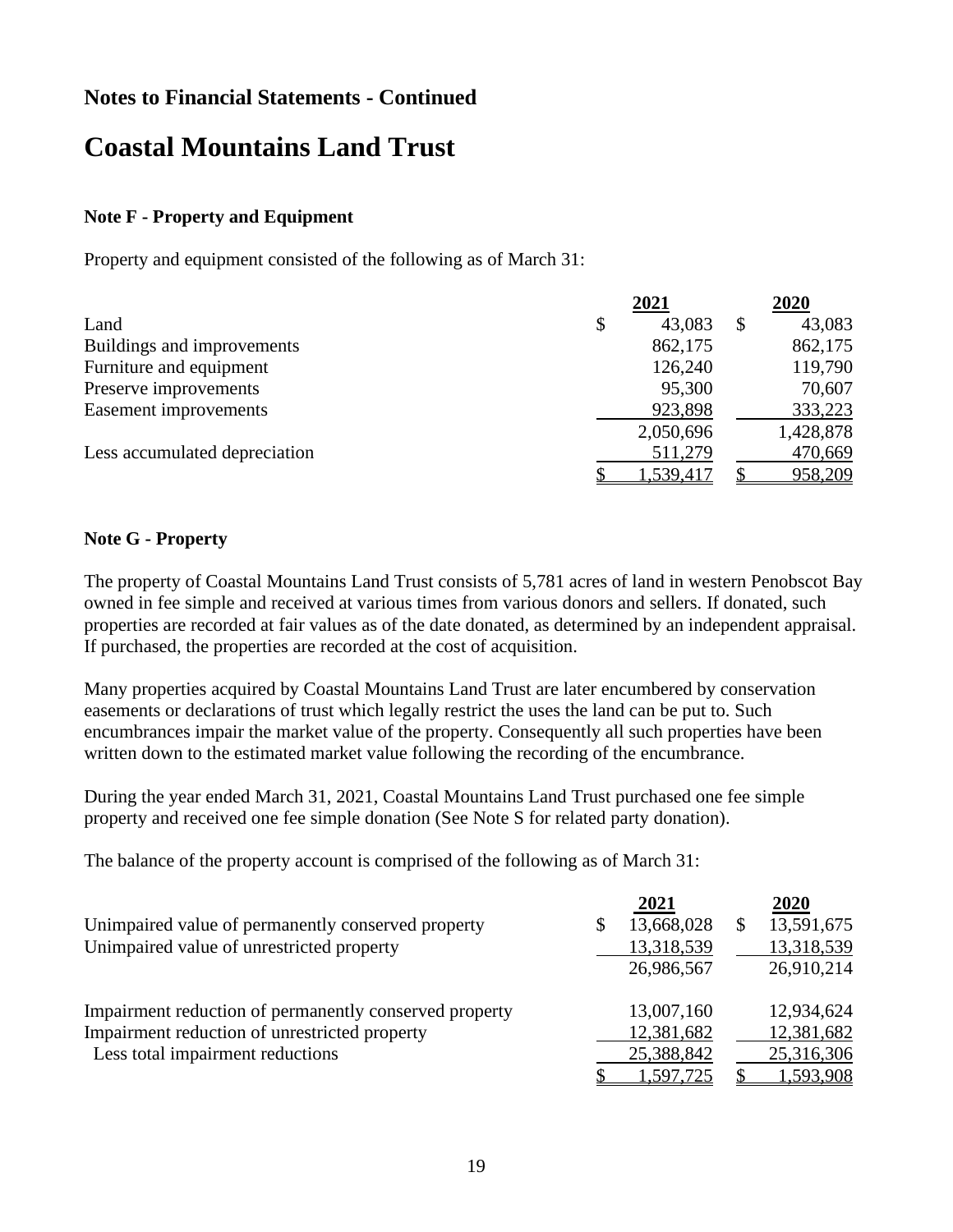## Notes to Financial Statements - Continued

# Coastal Mountains Land Trust

### Note F - Property and Equipment

Property and equipment consisted of the following as of March 31:

| | 2021 | 2020 |
|---|---|---|
| Land | $ 43,083 | $ 43,083 |
| Buildings and improvements | 862,175 | 862,175 |
| Furniture and equipment | 126,240 | 119,790 |
| Preserve improvements | 95,300 | 70,607 |
| Easement improvements | 923,898 | 333,223 |
| | 2,050,696 | 1,428,878 |
| Less accumulated depreciation | 511,279 | 470,669 |
| | $ 1,539,417 | $ 958,209 |

### Note G - Property

The property of Coastal Mountains Land Trust consists of 5,781 acres of land in western Penobscot Bay owned in fee simple and received at various times from various donors and sellers. If donated, such properties are recorded at fair values as of the date donated, as determined by an independent appraisal. If purchased, the properties are recorded at the cost of acquisition.

Many properties acquired by Coastal Mountains Land Trust are later encumbered by conservation easements or declarations of trust which legally restrict the uses the land can be put to. Such encumbrances impair the market value of the property. Consequently all such properties have been written down to the estimated market value following the recording of the encumbrance.

During the year ended March 31, 2021, Coastal Mountains Land Trust purchased one fee simple property and received one fee simple donation (See Note S for related party donation).

The balance of the property account is comprised of the following as of March 31:

| | 2021 | 2020 |
|---|---|---|
| Unimpaired value of permanently conserved property | $ 13,668,028 | $ 13,591,675 |
| Unimpaired value of unrestricted property | 13,318,539 | 13,318,539 |
| | 26,986,567 | 26,910,214 |
| | | |
| Impairment reduction of permanently conserved property | 13,007,160 | 12,934,624 |
| Impairment reduction of unrestricted property | 12,381,682 | 12,381,682 |
| Less total impairment reductions | 25,388,842 | 25,316,306 |
| | $ 1,597,725 | $ 1,593,908 |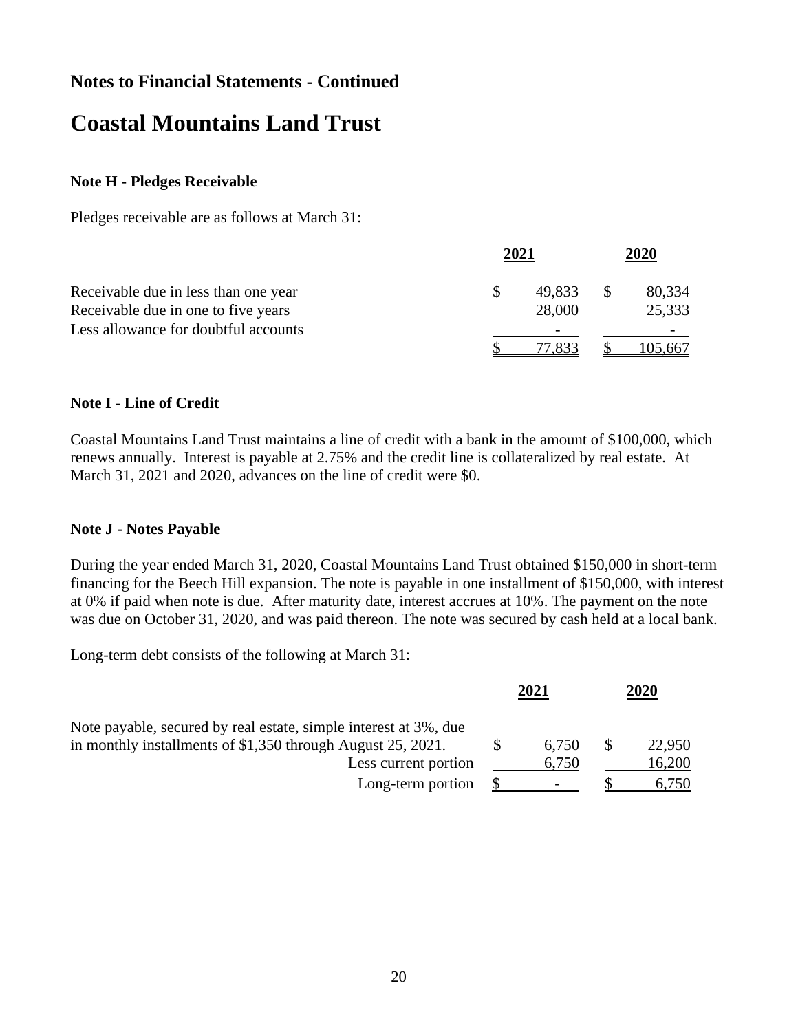## Notes to Financial Statements - Continued

# Coastal Mountains Land Trust

### Note H - Pledges Receivable

Pledges receivable are as follows at March 31:

| | 2021 | 2020 |
|---|---|---|
| Receivable due in less than one year | $ 49,833 | $ 80,334 |
| Receivable due in one to five years | 28,000 | 25,333 |
| Less allowance for doubtful accounts | - | - |
| | $ 77,833 | $ 105,667 |

### Note I - Line of Credit

Coastal Mountains Land Trust maintains a line of credit with a bank in the amount of $100,000, which renews annually. Interest is payable at 2.75% and the credit line is collateralized by real estate. At March 31, 2021 and 2020, advances on the line of credit were $0.

### Note J - Notes Payable

During the year ended March 31, 2020, Coastal Mountains Land Trust obtained $150,000 in short-term financing for the Beech Hill expansion. The note is payable in one installment of $150,000, with interest at 0% if paid when note is due. After maturity date, interest accrues at 10%. The payment on the note was due on October 31, 2020, and was paid thereon. The note was secured by cash held at a local bank.

Long-term debt consists of the following at March 31:

| | 2021 | 2020 |
|---|---|---|
| Note payable, secured by real estate, simple interest at 3%, due in monthly installments of $1,350 through August 25, 2021. | $ 6,750 | $ 22,950 |
| Less current portion | 6,750 | 16,200 |
| Long-term portion | $ - | $ 6,750 |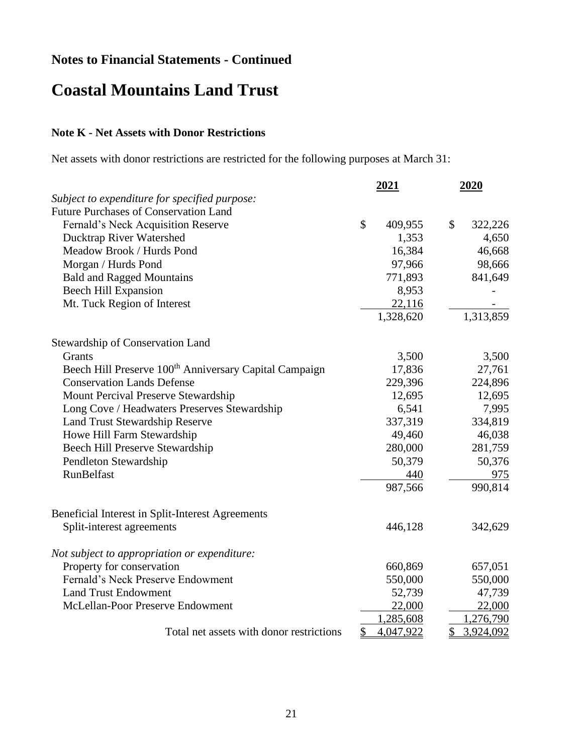## Notes to Financial Statements - Continued

# Coastal Mountains Land Trust

### Note K - Net Assets with Donor Restrictions

Net assets with donor restrictions are restricted for the following purposes at March 31:

| | 2021 | 2020 |
|---|---|---|
| *Subject to expenditure for specified purpose:* | | |
| Future Purchases of Conservation Land | | |
| Fernald's Neck Acquisition Reserve | $ 409,955 | $ 322,226 |
| Ducktrap River Watershed | 1,353 | 4,650 |
| Meadow Brook / Hurds Pond | 16,384 | 46,668 |
| Morgan / Hurds Pond | 97,966 | 98,666 |
| Bald and Ragged Mountains | 771,893 | 841,649 |
| Beech Hill Expansion | 8,953 | - |
| Mt. Tuck Region of Interest | 22,116 | - |
| | 1,328,620 | 1,313,859 |
| Stewardship of Conservation Land | | |
| Grants | 3,500 | 3,500 |
| Beech Hill Preserve 100th Anniversary Capital Campaign | 17,836 | 27,761 |
| Conservation Lands Defense | 229,396 | 224,896 |
| Mount Percival Preserve Stewardship | 12,695 | 12,695 |
| Long Cove / Headwaters Preserves Stewardship | 6,541 | 7,995 |
| Land Trust Stewardship Reserve | 337,319 | 334,819 |
| Howe Hill Farm Stewardship | 49,460 | 46,038 |
| Beech Hill Preserve Stewardship | 280,000 | 281,759 |
| Pendleton Stewardship | 50,379 | 50,376 |
| RunBelfast | 440 | 975 |
| | 987,566 | 990,814 |
| Beneficial Interest in Split-Interest Agreements | | |
| Split-interest agreements | 446,128 | 342,629 |
| *Not subject to appropriation or expenditure:* | | |
| Property for conservation | 660,869 | 657,051 |
| Fernald's Neck Preserve Endowment | 550,000 | 550,000 |
| Land Trust Endowment | 52,739 | 47,739 |
| McLellan-Poor Preserve Endowment | 22,000 | 22,000 |
| | 1,285,608 | 1,276,790 |
| Total net assets with donor restrictions | $ 4,047,922 | $ 3,924,092 |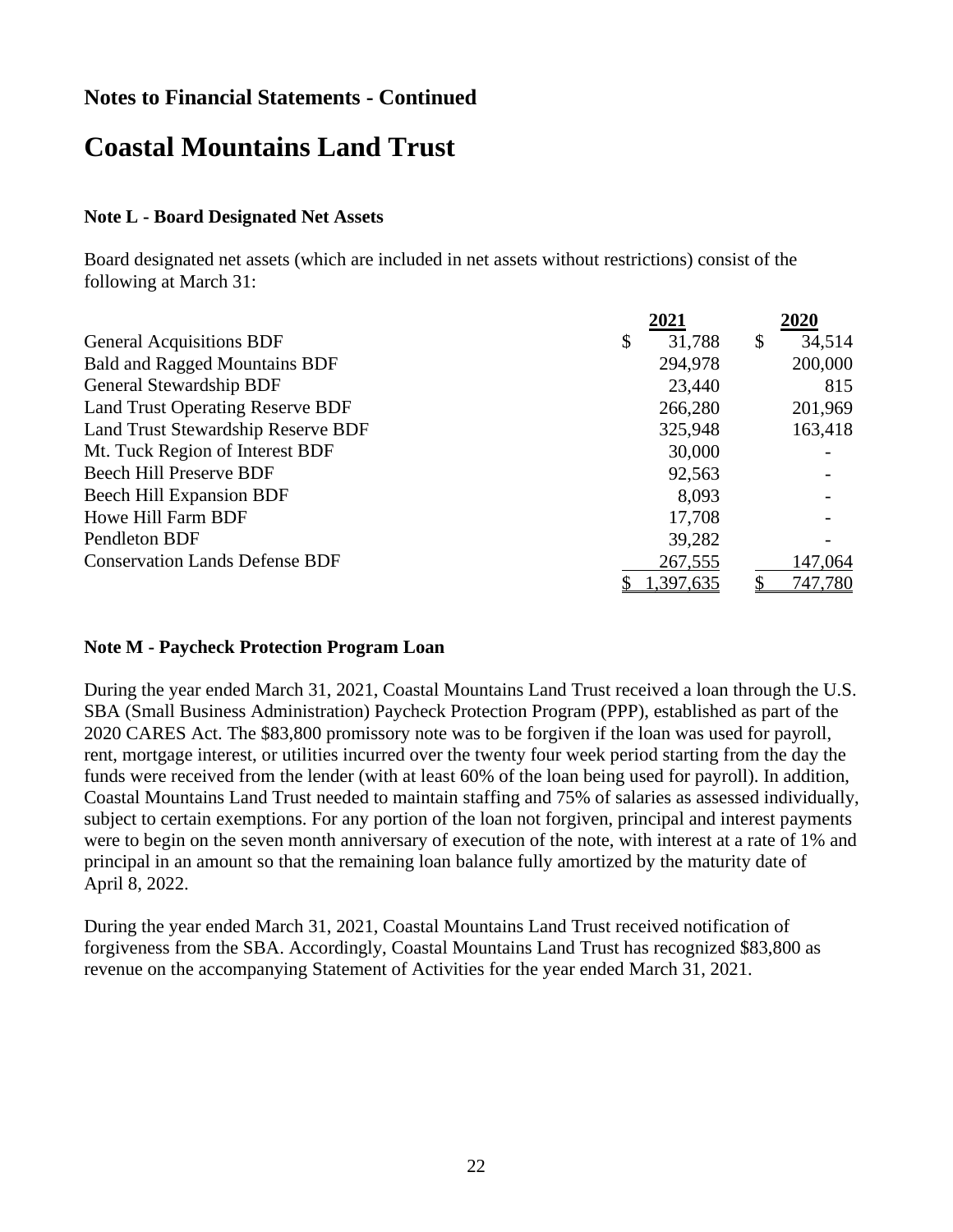## Notes to Financial Statements - Continued

# Coastal Mountains Land Trust

### Note L - Board Designated Net Assets

Board designated net assets (which are included in net assets without restrictions) consist of the following at March 31:

| | 2021 | 2020 |
|---|---|---|
| General Acquisitions BDF | $ 31,788 | $ 34,514 |
| Bald and Ragged Mountains BDF | 294,978 | 200,000 |
| General Stewardship BDF | 23,440 | 815 |
| Land Trust Operating Reserve BDF | 266,280 | 201,969 |
| Land Trust Stewardship Reserve BDF | 325,948 | 163,418 |
| Mt. Tuck Region of Interest BDF | 30,000 | - |
| Beech Hill Preserve BDF | 92,563 | - |
| Beech Hill Expansion BDF | 8,093 | - |
| Howe Hill Farm BDF | 17,708 | - |
| Pendleton BDF | 39,282 | - |
| Conservation Lands Defense BDF | 267,555 | 147,064 |
| | $ 1,397,635 | $ 747,780 |

### Note M - Paycheck Protection Program Loan

During the year ended March 31, 2021, Coastal Mountains Land Trust received a loan through the U.S. SBA (Small Business Administration) Paycheck Protection Program (PPP), established as part of the 2020 CARES Act. The $83,800 promissory note was to be forgiven if the loan was used for payroll, rent, mortgage interest, or utilities incurred over the twenty four week period starting from the day the funds were received from the lender (with at least 60% of the loan being used for payroll). In addition, Coastal Mountains Land Trust needed to maintain staffing and 75% of salaries as assessed individually, subject to certain exemptions. For any portion of the loan not forgiven, principal and interest payments were to begin on the seven month anniversary of execution of the note, with interest at a rate of 1% and principal in an amount so that the remaining loan balance fully amortized by the maturity date of April 8, 2022.

During the year ended March 31, 2021, Coastal Mountains Land Trust received notification of forgiveness from the SBA. Accordingly, Coastal Mountains Land Trust has recognized $83,800 as revenue on the accompanying Statement of Activities for the year ended March 31, 2021.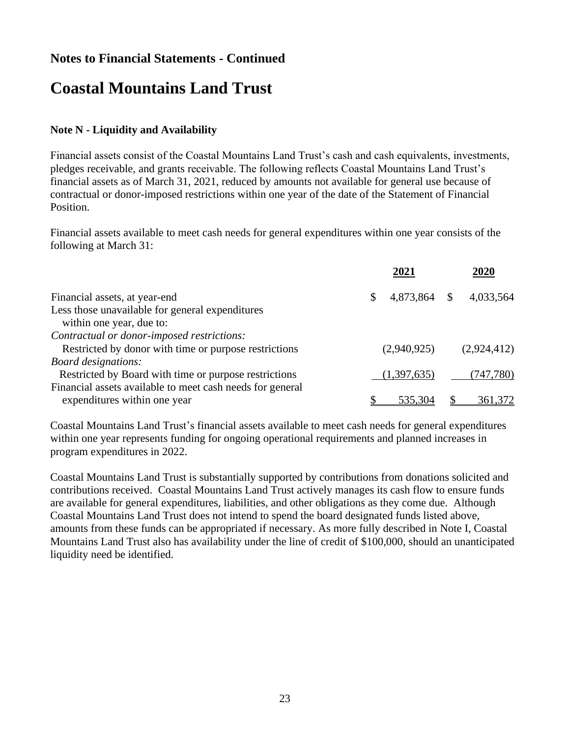## Notes to Financial Statements - Continued

# Coastal Mountains Land Trust

### Note N - Liquidity and Availability

Financial assets consist of the Coastal Mountains Land Trust's cash and cash equivalents, investments, pledges receivable, and grants receivable. The following reflects Coastal Mountains Land Trust's financial assets as of March 31, 2021, reduced by amounts not available for general use because of contractual or donor-imposed restrictions within one year of the date of the Statement of Financial Position.

Financial assets available to meet cash needs for general expenditures within one year consists of the following at March 31:

| | 2021 | 2020 |
|---|---|---|
| Financial assets, at year-end | $ 4,873,864 | $ 4,033,564 |
| Less those unavailable for general expenditures within one year, due to: | | |
| *Contractual or donor-imposed restrictions:* | | |
| Restricted by donor with time or purpose restrictions | (2,940,925) | (2,924,412) |
| *Board designations:* | | |
| Restricted by Board with time or purpose restrictions | (1,397,635) | (747,780) |
| Financial assets available to meet cash needs for general expenditures within one year | $ 535,304 | $ 361,372 |

Coastal Mountains Land Trust's financial assets available to meet cash needs for general expenditures within one year represents funding for ongoing operational requirements and planned increases in program expenditures in 2022.

Coastal Mountains Land Trust is substantially supported by contributions from donations solicited and contributions received. Coastal Mountains Land Trust actively manages its cash flow to ensure funds are available for general expenditures, liabilities, and other obligations as they come due. Although Coastal Mountains Land Trust does not intend to spend the board designated funds listed above, amounts from these funds can be appropriated if necessary. As more fully described in Note I, Coastal Mountains Land Trust also has availability under the line of credit of $100,000, should an unanticipated liquidity need be identified.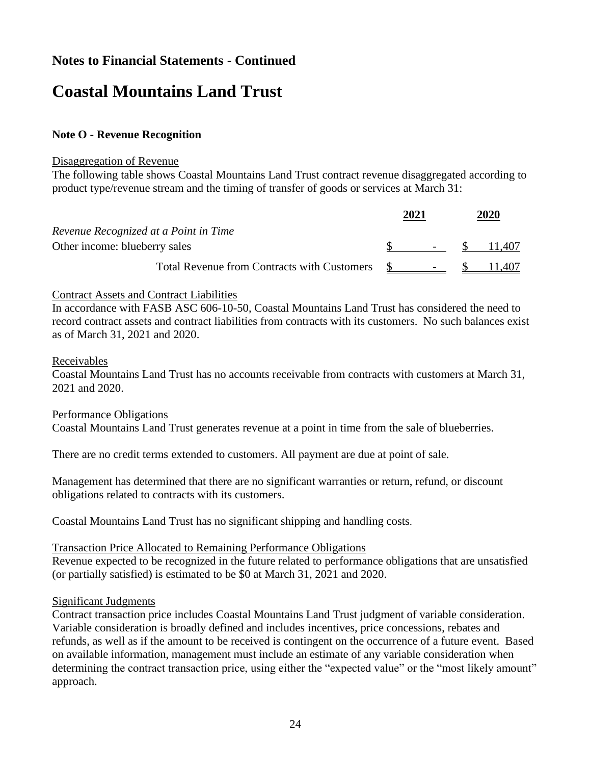## Notes to Financial Statements - Continued

# Coastal Mountains Land Trust

### Note O - Revenue Recognition

Disaggregation of Revenue

The following table shows Coastal Mountains Land Trust contract revenue disaggregated according to product type/revenue stream and the timing of transfer of goods or services at March 31:

| | 2021 | 2020 |
|---|---|---|
| *Revenue Recognized at a Point in Time* | | |
| Other income: blueberry sales | $ - | $ 11,407 |
| Total Revenue from Contracts with Customers | $ - | $ 11,407 |

Contract Assets and Contract Liabilities

In accordance with FASB ASC 606-10-50, Coastal Mountains Land Trust has considered the need to record contract assets and contract liabilities from contracts with its customers. No such balances exist as of March 31, 2021 and 2020.

Receivables

Coastal Mountains Land Trust has no accounts receivable from contracts with customers at March 31, 2021 and 2020.

Performance Obligations

Coastal Mountains Land Trust generates revenue at a point in time from the sale of blueberries.

There are no credit terms extended to customers. All payment are due at point of sale.

Management has determined that there are no significant warranties or return, refund, or discount obligations related to contracts with its customers.

Coastal Mountains Land Trust has no significant shipping and handling costs.

Transaction Price Allocated to Remaining Performance Obligations

Revenue expected to be recognized in the future related to performance obligations that are unsatisfied (or partially satisfied) is estimated to be $0 at March 31, 2021 and 2020.

Significant Judgments

Contract transaction price includes Coastal Mountains Land Trust judgment of variable consideration. Variable consideration is broadly defined and includes incentives, price concessions, rebates and refunds, as well as if the amount to be received is contingent on the occurrence of a future event. Based on available information, management must include an estimate of any variable consideration when determining the contract transaction price, using either the "expected value" or the "most likely amount" approach.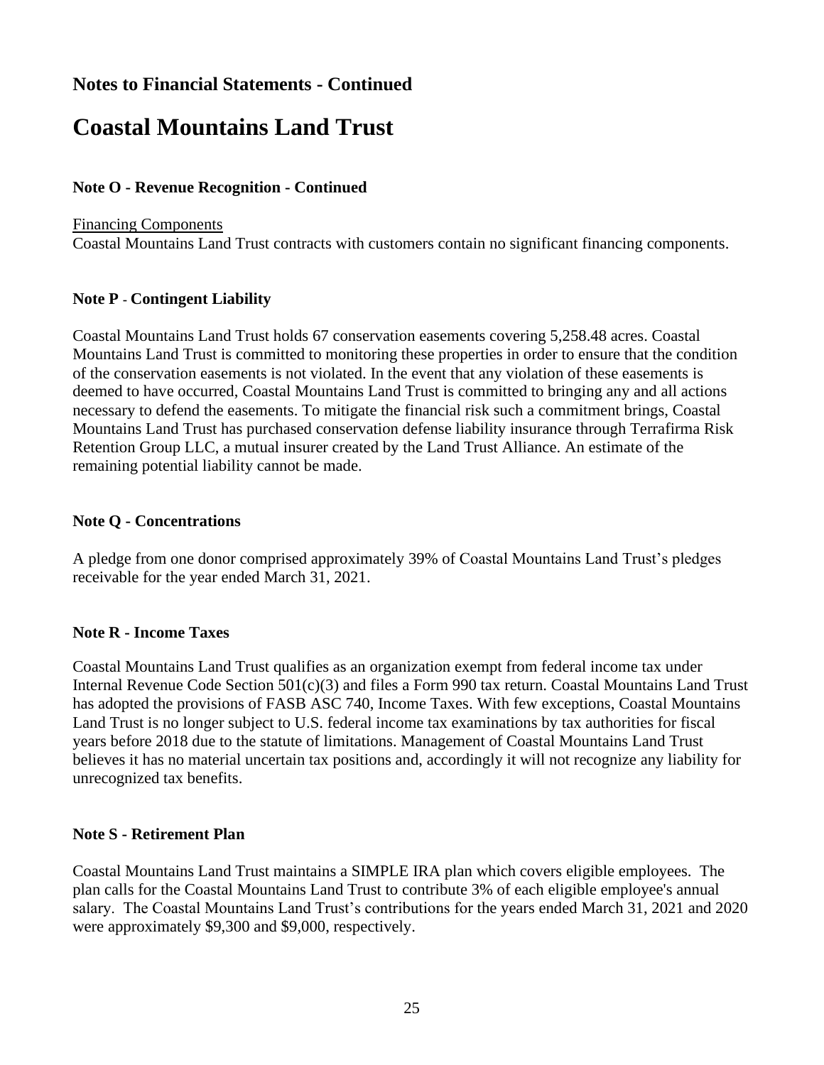## Notes to Financial Statements - Continued

# Coastal Mountains Land Trust

### Note O - Revenue Recognition - Continued

Financing Components

Coastal Mountains Land Trust contracts with customers contain no significant financing components.

### Note P - Contingent Liability

Coastal Mountains Land Trust holds 67 conservation easements covering 5,258.48 acres. Coastal Mountains Land Trust is committed to monitoring these properties in order to ensure that the condition of the conservation easements is not violated. In the event that any violation of these easements is deemed to have occurred, Coastal Mountains Land Trust is committed to bringing any and all actions necessary to defend the easements. To mitigate the financial risk such a commitment brings, Coastal Mountains Land Trust has purchased conservation defense liability insurance through Terrafirma Risk Retention Group LLC, a mutual insurer created by the Land Trust Alliance. An estimate of the remaining potential liability cannot be made.

### Note Q - Concentrations

A pledge from one donor comprised approximately 39% of Coastal Mountains Land Trust's pledges receivable for the year ended March 31, 2021.

### Note R - Income Taxes

Coastal Mountains Land Trust qualifies as an organization exempt from federal income tax under Internal Revenue Code Section 501(c)(3) and files a Form 990 tax return. Coastal Mountains Land Trust has adopted the provisions of FASB ASC 740, Income Taxes. With few exceptions, Coastal Mountains Land Trust is no longer subject to U.S. federal income tax examinations by tax authorities for fiscal years before 2018 due to the statute of limitations. Management of Coastal Mountains Land Trust believes it has no material uncertain tax positions and, accordingly it will not recognize any liability for unrecognized tax benefits.

### Note S - Retirement Plan

Coastal Mountains Land Trust maintains a SIMPLE IRA plan which covers eligible employees. The plan calls for the Coastal Mountains Land Trust to contribute 3% of each eligible employee's annual salary. The Coastal Mountains Land Trust's contributions for the years ended March 31, 2021 and 2020 were approximately $9,300 and $9,000, respectively.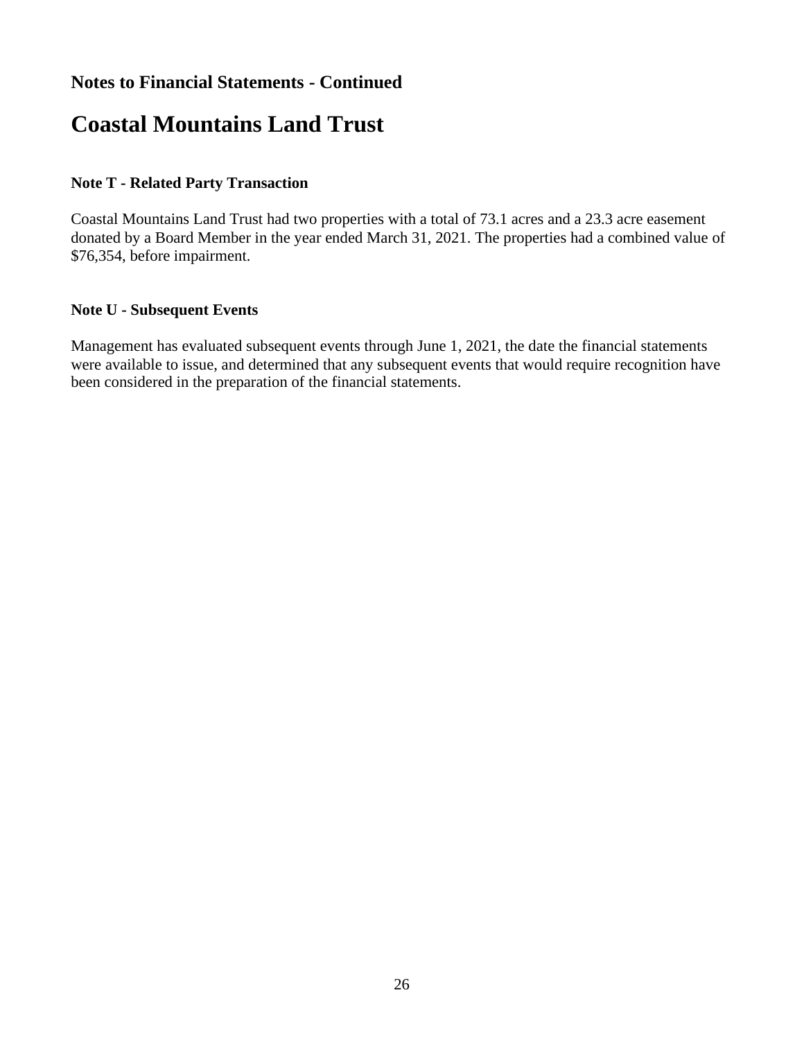**Notes to Financial Statements - Continued**

# Coastal Mountains Land Trust

### Note T - Related Party Transaction

Coastal Mountains Land Trust had two properties with a total of 73.1 acres and a 23.3 acre easement donated by a Board Member in the year ended March 31, 2021. The properties had a combined value of $76,354, before impairment.

### Note U - Subsequent Events

Management has evaluated subsequent events through June 1, 2021, the date the financial statements were available to issue, and determined that any subsequent events that would require recognition have been considered in the preparation of the financial statements.